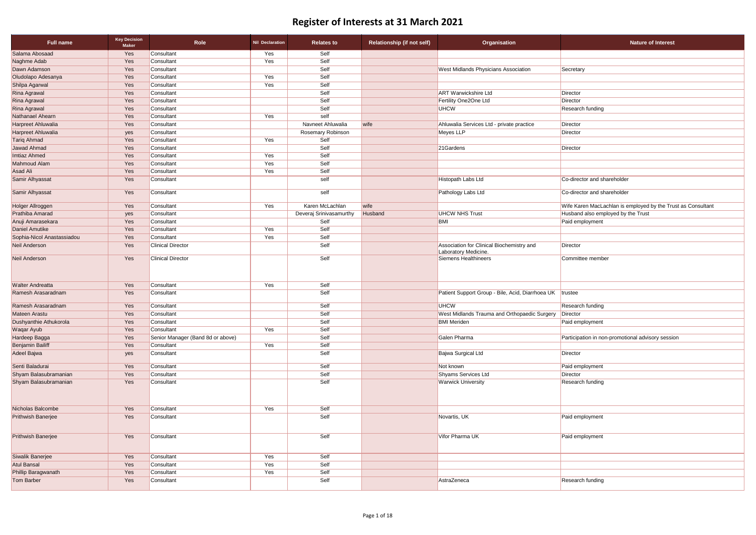# Register of Interests at 31 March 2021

| Full name | Key Decision Maker | Role | Nil Declaration | Relates to | Relationship (if not self) | Organisation | Nature of Interest |
|---|---|---|---|---|---|---|---|
| Salama Abosaad | Yes | Consultant | Yes | Self | | | |
| Naghme Adab | Yes | Consultant | Yes | Self | | | |
| Dawn Adamson | Yes | Consultant | | Self | | West Midlands Physicians Association | Secretary |
| Oludolapo Adesanya | Yes | Consultant | Yes | Self | | | |
| Shilpa Agarwal | Yes | Consultant | Yes | Self | | | |
| Rina Agrawal | Yes | Consultant | | Self | | ART Warwickshire Ltd | Director |
| Rina Agrawal | Yes | Consultant | | Self | | Fertility One2One Ltd | Director |
| Rina Agrawal | Yes | Consultant | | Self | | UHCW | Research funding |
| Nathanael Ahearn | Yes | Consultant | Yes | self | | | |
| Harpreet Ahluwalia | Yes | Consultant | | Navneet Ahluwalia | wife | Ahluwalia Services Ltd - private practice | Director |
| Harpreet Ahluwalia | yes | Consultant | | Rosemary Robinson | | Meyes LLP | Director |
| Tariq Ahmad | Yes | Consultant | Yes | Self | | | |
| Jawad Ahmad | Yes | Consultant | | Self | | 21Gardens | Director |
| Imtiaz Ahmed | Yes | Consultant | Yes | Self | | | |
| Mahmoud Alam | Yes | Consultant | Yes | Self | | | |
| Asad Ali | Yes | Consultant | Yes | Self | | | |
| Samir Alhyassat | Yes | Consultant | | self | | Histopath Labs Ltd | Co-director and shareholder |
| Samir Alhyassat | Yes | Consultant | | self | | Pathology Labs Ltd | Co-director and shareholder |
| Holger Allroggen | Yes | Consultant | Yes | Karen McLachlan | wife | | Wife Karen MacLachlan is employed by the Trust as Consultant |
| Prathiba Amarad | yes | Consultant | | Deveraj Srinivasamurthy | Husband | UHCW NHS Trust | Husband also employed by the Trust |
| Anuji Amarasekara | Yes | Consultant | | Self | | BMI | Paid employment |
| Daniel Amutike | Yes | Consultant | Yes | Self | | | |
| Sophia-Nicol Anastassiadou | Yes | Consultant | Yes | Self | | | |
| Neil Anderson | Yes | Clinical Director | | Self | | Association for Clinical Biochemistry and Laboratory Medicine. | Director |
| Neil Anderson | Yes | Clinical Director | | Self | | Siemens Healthineers | Committee member |
| Walter Andreatta | Yes | Consultant | Yes | Self | | | |
| Ramesh Arasaradnam | Yes | Consultant | | Self | | Patient Support Group - Bile, Acid, Diarrhoea UK | trustee |
| Ramesh Arasaradnam | Yes | Consultant | | Self | | UHCW | Research funding |
| Mateen Arastu | Yes | Consultant | | Self | | West Midlands Trauma and Orthopaedic Surgery | Director |
| Dushyanthie Athukorola | Yes | Consultant | | Self | | BMI Meriden | Paid employment |
| Waqar Ayub | Yes | Consultant | Yes | Self | | | |
| Hardeep Bagga | Yes | Senior Manager (Band 8d or above) | | Self | | Galen Pharma | Participation in non-promotional advisory session |
| Benjamin Bailiff | Yes | Consultant | Yes | Self | | | |
| Adeel Bajwa | yes | Consultant | | Self | | Bajwa Surgical Ltd | Director |
| Senti Baladurai | Yes | Consultant | | Self | | Not known | Paid employment |
| Shyam Balasubramanian | Yes | Consultant | | Self | | Shyams Services Ltd | Director |
| Shyam Balasubramanian | Yes | Consultant | | Self | | Warwick University | Research funding |
| Nicholas Balcombe | Yes | Consultant | Yes | Self | | | |
| Prithwish Banerjee | Yes | Consultant | | Self | | Novartis, UK | Paid employment |
| Prithwish Banerjee | Yes | Consultant | | Self | | Vifor Pharma UK | Paid employment |
| Siwalik Banerjee | Yes | Consultant | Yes | Self | | | |
| Atul Bansal | Yes | Consultant | Yes | Self | | | |
| Phillip Baragwanath | Yes | Consultant | Yes | Self | | | |
| Tom Barber | Yes | Consultant | | Self | | AstraZeneca | Research funding |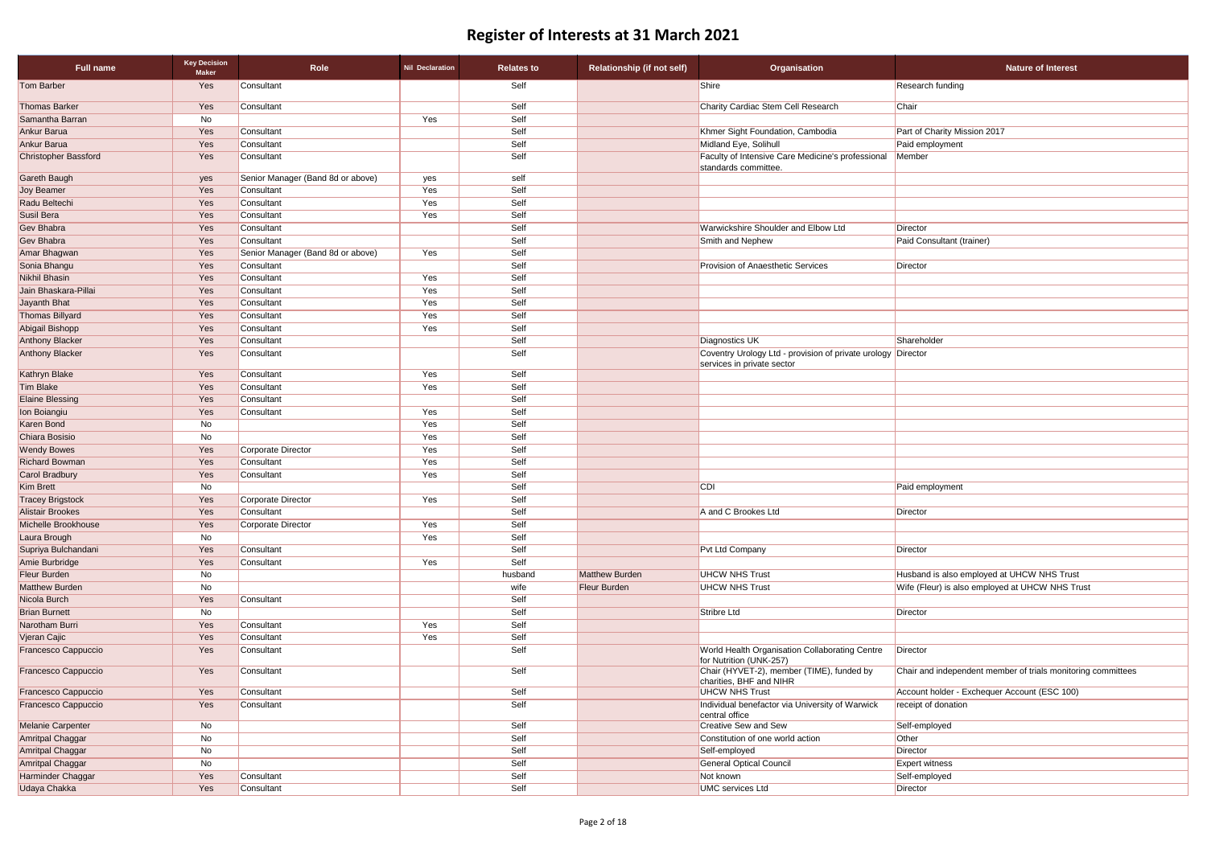# Register of Interests at 31 March 2021

| Full name | Key Decision Maker | Role | Nil Declaration | Relates to | Relationship (if not self) | Organisation | Nature of Interest |
|---|---|---|---|---|---|---|---|
| Tom Barber | Yes | Consultant | | Self | | Shire | Research funding |
| Thomas Barker | Yes | Consultant | | Self | | Charity Cardiac Stem Cell Research | Chair |
| Samantha Barran | No | | Yes | Self | | | |
| Ankur Barua | Yes | Consultant | | Self | | Khmer Sight Foundation, Cambodia | Part of Charity Mission 2017 |
| Ankur Barua | Yes | Consultant | | Self | | Midland Eye, Solihull | Paid employment |
| Christopher Bassford | Yes | Consultant | | Self | | Faculty of Intensive Care Medicine's professional standards committee. | Member |
| Gareth Baugh | yes | Senior Manager (Band 8d or above) | yes | self | | | |
| Joy Beamer | Yes | Consultant | Yes | Self | | | |
| Radu Beltechi | Yes | Consultant | Yes | Self | | | |
| Susil Bera | Yes | Consultant | Yes | Self | | | |
| Gev Bhabra | Yes | Consultant | | Self | | Warwickshire Shoulder and Elbow Ltd | Director |
| Gev Bhabra | Yes | Consultant | | Self | | Smith and Nephew | Paid Consultant (trainer) |
| Amar Bhagwan | Yes | Senior Manager (Band 8d or above) | Yes | Self | | | |
| Sonia Bhangu | Yes | Consultant | | Self | | Provision of Anaesthetic Services | Director |
| Nikhil Bhasin | Yes | Consultant | Yes | Self | | | |
| Jain Bhaskara-Pillai | Yes | Consultant | Yes | Self | | | |
| Jayanth Bhat | Yes | Consultant | Yes | Self | | | |
| Thomas Billyard | Yes | Consultant | Yes | Self | | | |
| Abigail Bishopp | Yes | Consultant | Yes | Self | | | |
| Anthony Blacker | Yes | Consultant | | Self | | Diagnostics UK | Shareholder |
| Anthony Blacker | Yes | Consultant | | Self | | Coventry Urology Ltd - provision of private urology services in private sector | Director |
| Kathryn Blake | Yes | Consultant | Yes | Self | | | |
| Tim Blake | Yes | Consultant | Yes | Self | | | |
| Elaine Blessing | Yes | Consultant | | Self | | | |
| Ion Boiangiu | Yes | Consultant | Yes | Self | | | |
| Karen Bond | No | | Yes | Self | | | |
| Chiara Bosisio | No | | Yes | Self | | | |
| Wendy Bowes | Yes | Corporate Director | Yes | Self | | | |
| Richard Bowman | Yes | Consultant | Yes | Self | | | |
| Carol Bradbury | Yes | Consultant | Yes | Self | | | |
| Kim Brett | No | | | Self | | CDI | Paid employment |
| Tracey Brigstock | Yes | Corporate Director | Yes | Self | | | |
| Alistair Brookes | Yes | Consultant | | Self | | A and C Brookes Ltd | Director |
| Michelle Brookhouse | Yes | Corporate Director | Yes | Self | | | |
| Laura Brough | No | | Yes | Self | | | |
| Supriya Bulchandani | Yes | Consultant | | Self | | Pvt Ltd Company | Director |
| Amie Burbridge | Yes | Consultant | Yes | Self | | | |
| Fleur Burden | No | | | husband | Matthew Burden | UHCW NHS Trust | Husband is also employed at UHCW NHS Trust |
| Matthew Burden | No | | | wife | Fleur Burden | UHCW NHS Trust | Wife (Fleur) is also employed at UHCW NHS Trust |
| Nicola Burch | Yes | Consultant | | Self | | | |
| Brian Burnett | No | | | Self | | Stribre Ltd | Director |
| Narotham Burri | Yes | Consultant | Yes | Self | | | |
| Vjeran Cajic | Yes | Consultant | Yes | Self | | | |
| Francesco Cappuccio | Yes | Consultant | | Self | | World Health Organisation Collaborating Centre for Nutrition (UNK-257) | Director |
| Francesco Cappuccio | Yes | Consultant | | Self | | Chair (HYVET-2), member (TIME), funded by charities, BHF and NIHR | Chair and independent member of trials monitoring committees |
| Francesco Cappuccio | Yes | Consultant | | Self | | UHCW NHS Trust | Account holder - Exchequer Account (ESC 100) |
| Francesco Cappuccio | Yes | Consultant | | Self | | Individual benefactor via University of Warwick central office | receipt of donation |
| Melanie Carpenter | No | | | Self | | Creative Sew and Sew | Self-employed |
| Amritpal Chaggar | No | | | Self | | Constitution of one world action | Other |
| Amritpal Chaggar | No | | | Self | | Self-employed | Director |
| Amritpal Chaggar | No | | | Self | | General Optical Council | Expert witness |
| Harminder Chaggar | Yes | Consultant | | Self | | Not known | Self-employed |
| Udaya Chakka | Yes | Consultant | | Self | | UMC services Ltd | Director |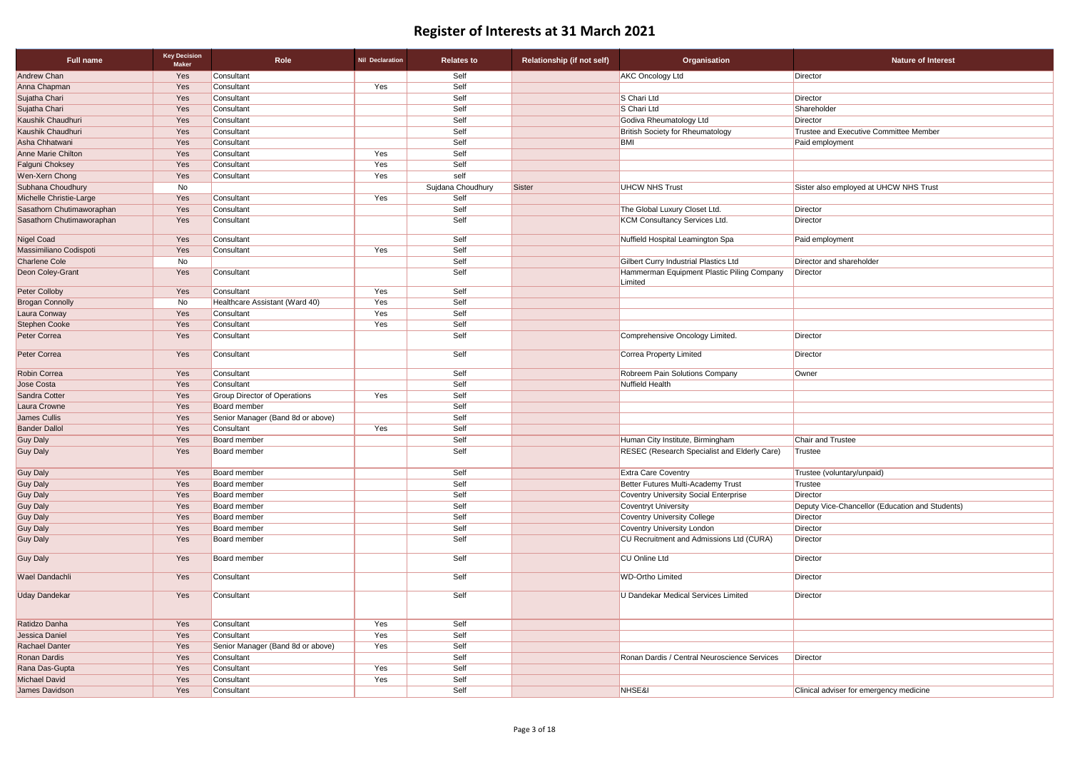# Register of Interests at 31 March 2021

| Full name | Key Decision Maker | Role | Nil Declaration | Relates to | Relationship (if not self) | Organisation | Nature of Interest |
|---|---|---|---|---|---|---|---|
| Andrew Chan | Yes | Consultant | | Self | | AKC Oncology Ltd | Director |
| Anna Chapman | Yes | Consultant | Yes | Self | | | |
| Sujatha Chari | Yes | Consultant | | Self | | S Chari Ltd | Director |
| Sujatha Chari | Yes | Consultant | | Self | | S Chari Ltd | Shareholder |
| Kaushik Chaudhuri | Yes | Consultant | | Self | | Godiva Rheumatology Ltd | Director |
| Kaushik Chaudhuri | Yes | Consultant | | Self | | British Society for Rheumatology | Trustee and Executive Committee Member |
| Asha Chhatwani | Yes | Consultant | | Self | | BMI | Paid employment |
| Anne Marie Chilton | Yes | Consultant | Yes | Self | | | |
| Falguni Choksey | Yes | Consultant | Yes | Self | | | |
| Wen-Xern Chong | Yes | Consultant | Yes | self | | | |
| Subhana Choudhury | No | | | Sujdana Choudhury | Sister | UHCW NHS Trust | Sister also employed at UHCW NHS Trust |
| Michelle Christie-Large | Yes | Consultant | Yes | Self | | | |
| Sasathorn Chutimaworaphan | Yes | Consultant | | Self | | The Global Luxury Closet Ltd. | Director |
| Sasathorn Chutimaworaphan | Yes | Consultant | | Self | | KCM Consultancy Services Ltd. | Director |
| Nigel Coad | Yes | Consultant | | Self | | Nuffield Hospital Leamington Spa | Paid employment |
| Massimiliano Codispoti | Yes | Consultant | Yes | Self | | | |
| Charlene Cole | No | | | Self | | Gilbert Curry Industrial Plastics Ltd | Director and shareholder |
| Deon Coley-Grant | Yes | Consultant | | Self | | Hammerman Equipment Plastic Piling Company Limited | Director |
| Peter Colloby | Yes | Consultant | Yes | Self | | | |
| Brogan Connolly | No | Healthcare Assistant (Ward 40) | Yes | Self | | | |
| Laura Conway | Yes | Consultant | Yes | Self | | | |
| Stephen Cooke | Yes | Consultant | Yes | Self | | | |
| Peter Correa | Yes | Consultant | | Self | | Comprehensive Oncology Limited. | Director |
| Peter Correa | Yes | Consultant | | Self | | Correa Property Limited | Director |
| Robin Correa | Yes | Consultant | | Self | | Robreem Pain Solutions Company | Owner |
| Jose Costa | Yes | Consultant | | Self | | Nuffield Health | |
| Sandra Cotter | Yes | Group Director of Operations | Yes | Self | | | |
| Laura Crowne | Yes | Board member | | Self | | | |
| James Cullis | Yes | Senior Manager (Band 8d or above) | | Self | | | |
| Bander Dallol | Yes | Consultant | Yes | Self | | | |
| Guy Daly | Yes | Board member | | Self | | Human City Institute, Birmingham | Chair and Trustee |
| Guy Daly | Yes | Board member | | Self | | RESEC (Research Specialist and Elderly Care) | Trustee |
| Guy Daly | Yes | Board member | | Self | | Extra Care Coventry | Trustee (voluntary/unpaid) |
| Guy Daly | Yes | Board member | | Self | | Better Futures Multi-Academy Trust | Trustee |
| Guy Daly | Yes | Board member | | Self | | Coventry University Social Enterprise | Director |
| Guy Daly | Yes | Board member | | Self | | Coventryt University | Deputy Vice-Chancellor (Education and Students) |
| Guy Daly | Yes | Board member | | Self | | Coventry University College | Director |
| Guy Daly | Yes | Board member | | Self | | Coventry University London | Director |
| Guy Daly | Yes | Board member | | Self | | CU Recruitment and Admissions Ltd (CURA) | Director |
| Guy Daly | Yes | Board member | | Self | | CU Online Ltd | Director |
| Wael Dandachli | Yes | Consultant | | Self | | WD-Ortho Limited | Director |
| Uday Dandekar | Yes | Consultant | | Self | | U Dandekar Medical Services Limited | Director |
| Ratidzo Danha | Yes | Consultant | Yes | Self | | | |
| Jessica Daniel | Yes | Consultant | Yes | Self | | | |
| Rachael Danter | Yes | Senior Manager (Band 8d or above) | Yes | Self | | | |
| Ronan Dardis | Yes | Consultant | | Self | | Ronan Dardis / Central Neuroscience Services | Director |
| Rana Das-Gupta | Yes | Consultant | Yes | Self | | | |
| Michael David | Yes | Consultant | Yes | Self | | | |
| James Davidson | Yes | Consultant | | Self | | NHSE&I | Clinical adviser for emergency medicine |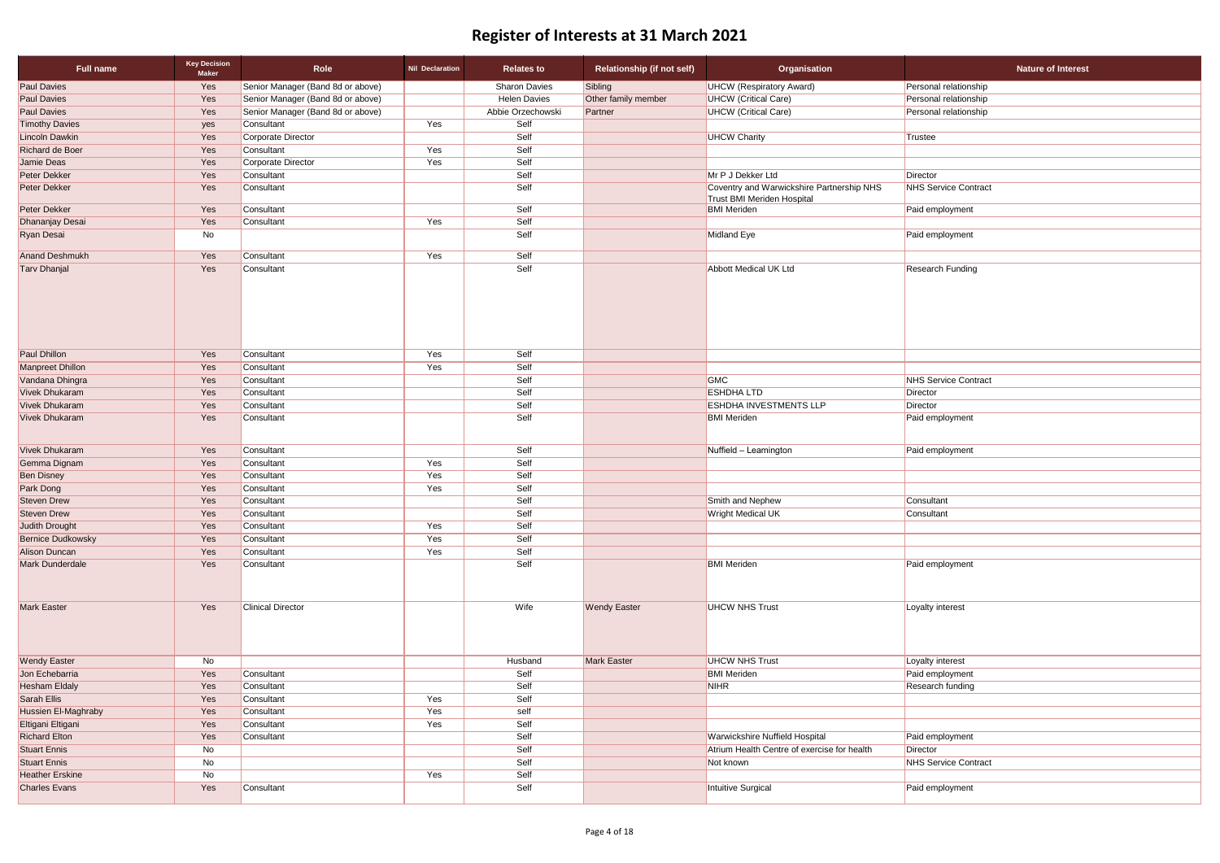# Register of Interests at 31 March 2021

| Full name | Key Decision Maker | Role | Nil Declaration | Relates to | Relationship (if not self) | Organisation | Nature of Interest |
|---|---|---|---|---|---|---|---|
| Paul Davies | Yes | Senior Manager (Band 8d or above) | | Sharon Davies | Sibling | UHCW (Respiratory Award) | Personal relationship |
| Paul Davies | Yes | Senior Manager (Band 8d or above) | | Helen Davies | Other family member | UHCW (Critical Care) | Personal relationship |
| Paul Davies | Yes | Senior Manager (Band 8d or above) | | Abbie Orzechowski | Partner | UHCW (Critical Care) | Personal relationship |
| Timothy Davies | yes | Consultant | Yes | Self | | | |
| Lincoln Dawkin | Yes | Corporate Director | | Self | | UHCW Charity | Trustee |
| Richard de Boer | Yes | Consultant | Yes | Self | | | |
| Jamie Deas | Yes | Corporate Director | Yes | Self | | | |
| Peter Dekker | Yes | Consultant | | Self | | Mr P J Dekker Ltd | Director |
| Peter Dekker | Yes | Consultant | | Self | | Coventry and Warwickshire Partnership NHS Trust BMI Meriden Hospital | NHS Service Contract |
| Peter Dekker | Yes | Consultant | | Self | | BMI Meriden | Paid employment |
| Dhananjay Desai | Yes | Consultant | Yes | Self | | | |
| Ryan Desai | No | | | Self | | Midland Eye | Paid employment |
| Anand Deshmukh | Yes | Consultant | Yes | Self | | | |
| Tarv Dhanjal | Yes | Consultant | | Self | | Abbott Medical UK Ltd | Research Funding |
| Paul Dhillon | Yes | Consultant | Yes | Self | | | |
| Manpreet Dhillon | Yes | Consultant | Yes | Self | | | |
| Vandana Dhingra | Yes | Consultant | | Self | | GMC | NHS Service Contract |
| Vivek Dhukaram | Yes | Consultant | | Self | | ESHDHA LTD | Director |
| Vivek Dhukaram | Yes | Consultant | | Self | | ESHDHA INVESTMENTS LLP | Director |
| Vivek Dhukaram | Yes | Consultant | | Self | | BMI Meriden | Paid employment |
| Vivek Dhukaram | Yes | Consultant | | Self | | Nuffield – Leamington | Paid employment |
| Gemma Dignam | Yes | Consultant | Yes | Self | | | |
| Ben Disney | Yes | Consultant | Yes | Self | | | |
| Park Dong | Yes | Consultant | Yes | Self | | | |
| Steven Drew | Yes | Consultant | | Self | | Smith and Nephew | Consultant |
| Steven Drew | Yes | Consultant | | Self | | Wright Medical UK | Consultant |
| Judith Drought | Yes | Consultant | Yes | Self | | | |
| Bernice Dudkowsky | Yes | Consultant | Yes | Self | | | |
| Alison Duncan | Yes | Consultant | Yes | Self | | | |
| Mark Dunderdale | Yes | Consultant | | Self | | BMI Meriden | Paid employment |
| Mark Easter | Yes | Clinical Director | | Wife | Wendy Easter | UHCW NHS Trust | Loyalty interest |
| Wendy Easter | No | | | Husband | Mark Easter | UHCW NHS Trust | Loyalty interest |
| Jon Echebarria | Yes | Consultant | | Self | | BMI Meriden | Paid employment |
| Hesham Eldaly | Yes | Consultant | | Self | | NIHR | Research funding |
| Sarah Ellis | Yes | Consultant | Yes | Self | | | |
| Hussien El-Maghraby | Yes | Consultant | Yes | self | | | |
| Eltigani Eltigani | Yes | Consultant | Yes | Self | | | |
| Richard Elton | Yes | Consultant | | Self | | Warwickshire Nuffield Hospital | Paid employment |
| Stuart Ennis | No | | | Self | | Atrium Health Centre of exercise for health | Director |
| Stuart Ennis | No | | | Self | | Not known | NHS Service Contract |
| Heather Erskine | No | | Yes | Self | | | |
| Charles Evans | Yes | Consultant | | Self | | Intuitive Surgical | Paid employment |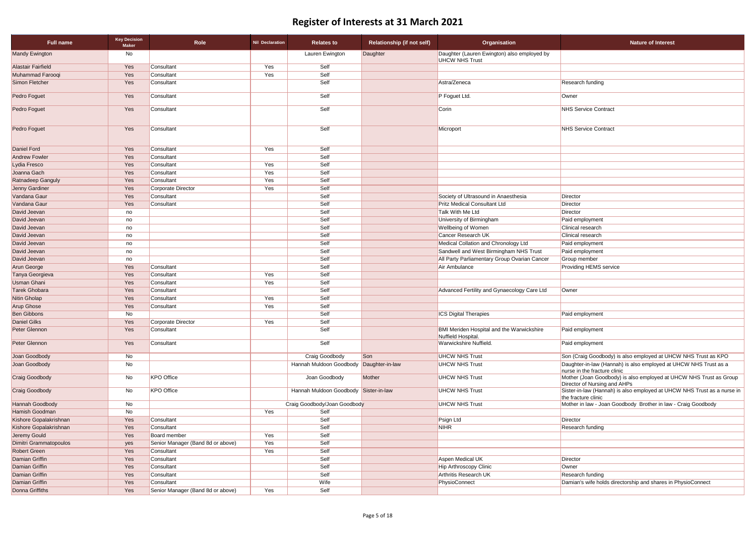# Register of Interests at 31 March 2021

| Full name | Key Decision Maker | Role | Nil Declaration | Relates to | Relationship (if not self) | Organisation | Nature of Interest |
|---|---|---|---|---|---|---|---|
| Mandy Ewington | No | | | Lauren Ewington | Daughter | Daughter (Lauren Ewington) also employed by UHCW NHS Trust | |
| Alastair Fairfield | Yes | Consultant | Yes | Self | | | |
| Muhammad Farooqi | Yes | Consultant | Yes | Self | | | |
| Simon Fletcher | Yes | Consultant | | Self | | Astra/Zeneca | Research funding |
| Pedro Foguet | Yes | Consultant | | Self | | P Foguet Ltd. | Owner |
| Pedro Foguet | Yes | Consultant | | Self | | Corin | NHS Service Contract |
| Pedro Foguet | Yes | Consultant | | Self | | Microport | NHS Service Contract |
| Daniel Ford | Yes | Consultant | Yes | Self | | | |
| Andrew Fowler | Yes | Consultant | | Self | | | |
| Lydia Fresco | Yes | Consultant | Yes | Self | | | |
| Joanna Gach | Yes | Consultant | Yes | Self | | | |
| Ratnadeep Ganguly | Yes | Consultant | Yes | Self | | | |
| Jenny Gardiner | Yes | Corporate Director | Yes | Self | | | |
| Vandana Gaur | Yes | Consultant | | Self | | Society of Ultrasound in Anaesthesia | Director |
| Vandana Gaur | Yes | Consultant | | Self | | Pritz Medical Consultant Ltd | Director |
| David Jeevan | no | | | Self | | Talk With Me Ltd | Director |
| David Jeevan | no | | | Self | | University of Birmingham | Paid employment |
| David Jeevan | no | | | Self | | Wellbeing of Women | Clinical research |
| David Jeevan | no | | | Self | | Cancer Research UK | Clinical research |
| David Jeevan | no | | | Self | | Medical Collation and Chronology Ltd | Paid employment |
| David Jeevan | no | | | Self | | Sandwell and West Birmingham NHS Trust | Paid employment |
| David Jeevan | no | | | Self | | All Party Parliamentary Group Ovarian Cancer | Group member |
| Arun George | Yes | Consultant | | Self | | Air Ambulance | Providing HEMS service |
| Tanya Georgieva | Yes | Consultant | Yes | Self | | | |
| Usman Ghani | Yes | Consultant | Yes | Self | | | |
| Tarek Ghobara | Yes | Consultant | | Self | | Advanced Fertility and Gynaecology Care Ltd | Owner |
| Nitin Gholap | Yes | Consultant | Yes | Self | | | |
| Arup Ghose | Yes | Consultant | Yes | Self | | | |
| Ben Gibbons | No | | | Self | | ICS Digital Therapies | Paid employment |
| Daniel Gilks | Yes | Corporate Director | Yes | Self | | | |
| Peter Glennon | Yes | Consultant | | Self | | BMI Meriden Hospital and the Warwickshire Nuffield Hospital. | Paid employment |
| Peter Glennon | Yes | Consultant | | Self | | Warwickshire Nuffield. | Paid employment |
| Joan Goodbody | No | | | Craig Goodbody | Son | UHCW NHS Trust | Son (Craig Goodbody) is also employed at UHCW NHS Trust as KPO |
| Joan Goodbody | No | | | Hannah Muldoon Goodbody | Daughter-in-law | UHCW NHS Trust | Daughter-in-law (Hannah) is also employed at UHCW NHS Trust as a nurse in the fracture clinic |
| Craig Goodbody | No | KPO Office | | Joan Goodbody | Mother | UHCW NHS Trust | Mother (Joan Goodbody) is also employed at UHCW NHS Trust as Group Director of Nursing and AHPs |
| Craig Goodbody | No | KPO Office | | Hannah Muldoon Goodbody | Sister-in-law | UHCW NHS Trust | Sister-in-law (Hannah) is also employed at UHCW NHS Trust as a nurse in the fracture clinic |
| Hannah Goodbody | No | | | Craig Goodbody/Joan Goodbody | | UHCW NHS Trust | Mother in law - Joan Goodbody Brother in law - Craig Goodbody |
| Hamish Goodman | No | | Yes | Self | | | |
| Kishore Gopalakrishnan | Yes | Consultant | | Self | | Psign Ltd | Director |
| Kishore Gopalakrishnan | Yes | Consultant | | Self | | NIHR | Research funding |
| Jeremy Gould | Yes | Board member | Yes | Self | | | |
| Dimitri Grammatopoulos | yes | Senior Manager (Band 8d or above) | Yes | Self | | | |
| Robert Green | Yes | Consultant | Yes | Self | | | |
| Damian Griffin | Yes | Consultant | | Self | | Aspen Medical UK | Director |
| Damian Griffin | Yes | Consultant | | Self | | Hip Arthroscopy Clinic | Owner |
| Damian Griffin | Yes | Consultant | | Self | | Arthritis Research UK | Research funding |
| Damian Griffin | Yes | Consultant | | Wife | | PhysioConnect | Damian's wife holds directorship and shares in PhysioConnect |
| Donna Griffiths | Yes | Senior Manager (Band 8d or above) | Yes | Self | | | |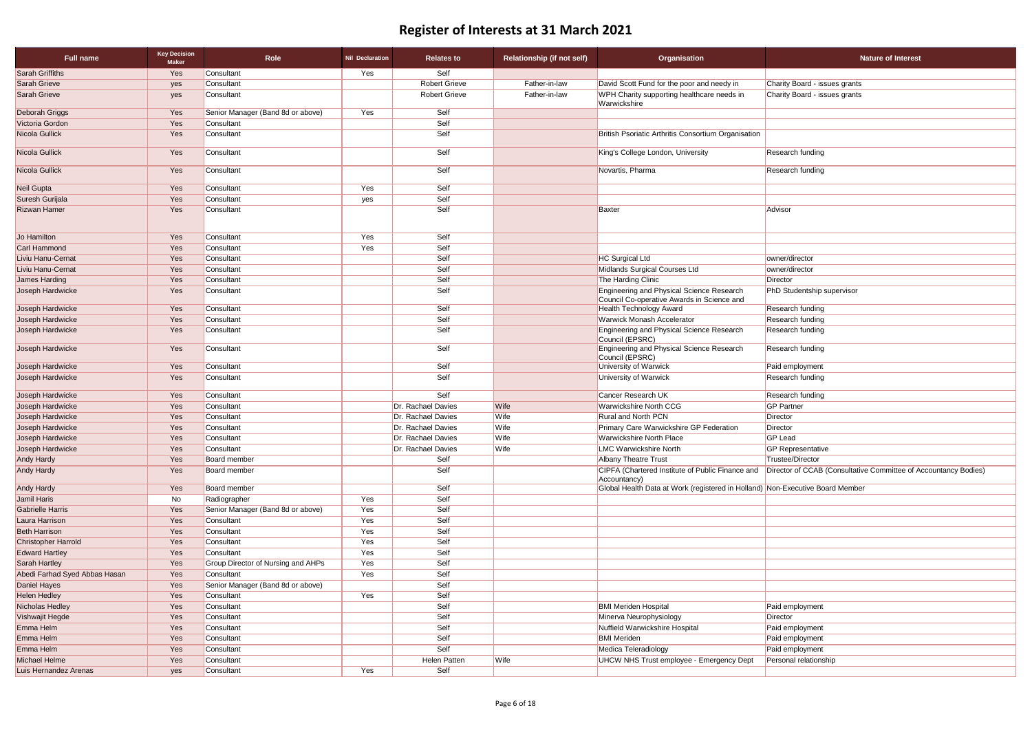# Register of Interests at 31 March 2021

| Full name | Key Decision Maker | Role | Nil Declaration | Relates to | Relationship (if not self) | Organisation | Nature of Interest |
|---|---|---|---|---|---|---|---|
| Sarah Griffiths | Yes | Consultant | Yes | Self | | | |
| Sarah Grieve | yes | Consultant | | Robert Grieve | Father-in-law | David Scott Fund for the poor and needy in | Charity Board - issues grants |
| Sarah Grieve | yes | Consultant | | Robert Grieve | Father-in-law | WPH Charity supporting healthcare needs in Warwickshire | Charity Board - issues grants |
| Deborah Griggs | Yes | Senior Manager (Band 8d or above) | Yes | Self | | | |
| Victoria Gordon | Yes | Consultant | | Self | | | |
| Nicola Gullick | Yes | Consultant | | Self | | British Psoriatic Arthritis Consortium Organisation | |
| Nicola Gullick | Yes | Consultant | | Self | | King's College London, University | Research funding |
| Nicola Gullick | Yes | Consultant | | Self | | Novartis, Pharma | Research funding |
| Neil Gupta | Yes | Consultant | Yes | Self | | | |
| Suresh Gurijala | Yes | Consultant | yes | Self | | | |
| Rizwan Hamer | Yes | Consultant | | Self | | Baxter | Advisor |
| Jo Hamilton | Yes | Consultant | Yes | Self | | | |
| Carl Hammond | Yes | Consultant | Yes | Self | | | |
| Liviu Hanu-Cernat | Yes | Consultant | | Self | | HC Surgical Ltd | owner/director |
| Liviu Hanu-Cernat | Yes | Consultant | | Self | | Midlands Surgical Courses Ltd | owner/director |
| James Harding | Yes | Consultant | | Self | | The Harding Clinic | Director |
| Joseph Hardwicke | Yes | Consultant | | Self | | Engineering and Physical Science Research Council Co-operative Awards in Science and | PhD Studentship supervisor |
| Joseph Hardwicke | Yes | Consultant | | Self | | Health Technology Award | Research funding |
| Joseph Hardwicke | Yes | Consultant | | Self | | Warwick Monash Accelerator | Research funding |
| Joseph Hardwicke | Yes | Consultant | | Self | | Engineering and Physical Science Research Council (EPSRC) | Research funding |
| Joseph Hardwicke | Yes | Consultant | | Self | | Engineering and Physical Science Research Council (EPSRC) | Research funding |
| Joseph Hardwicke | Yes | Consultant | | Self | | University of Warwick | Paid employment |
| Joseph Hardwicke | Yes | Consultant | | Self | | University of Warwick | Research funding |
| Joseph Hardwicke | Yes | Consultant | | Self | | Cancer Research UK | Research funding |
| Joseph Hardwicke | Yes | Consultant | | Dr. Rachael Davies | Wife | Warwickshire North CCG | GP Partner |
| Joseph Hardwicke | Yes | Consultant | | Dr. Rachael Davies | Wife | Rural and North PCN | Director |
| Joseph Hardwicke | Yes | Consultant | | Dr. Rachael Davies | Wife | Primary Care Warwickshire GP Federation | Director |
| Joseph Hardwicke | Yes | Consultant | | Dr. Rachael Davies | Wife | Warwickshire North Place | GP Lead |
| Joseph Hardwicke | Yes | Consultant | | Dr. Rachael Davies | Wife | LMC Warwickshire North | GP Representative |
| Andy Hardy | Yes | Board member | | Self | | Albany Theatre Trust | Trustee/Director |
| Andy Hardy | Yes | Board member | | Self | | CIPFA (Chartered Institute of Public Finance and Accountancy) | Director of CCAB (Consultative Committee of Accountancy Bodies) |
| Andy Hardy | Yes | Board member | | Self | | Global Health Data at Work (registered in Holland) | Non-Executive Board Member |
| Jamil Haris | No | Radiographer | Yes | Self | | | |
| Gabrielle Harris | Yes | Senior Manager (Band 8d or above) | Yes | Self | | | |
| Laura Harrison | Yes | Consultant | Yes | Self | | | |
| Beth Harrison | Yes | Consultant | Yes | Self | | | |
| Christopher Harrold | Yes | Consultant | Yes | Self | | | |
| Edward Hartley | Yes | Consultant | Yes | Self | | | |
| Sarah Hartley | Yes | Group Director of Nursing and AHPs | Yes | Self | | | |
| Abedi Farhad Syed Abbas Hasan | Yes | Consultant | Yes | Self | | | |
| Daniel Hayes | Yes | Senior Manager (Band 8d or above) | | Self | | | |
| Helen Hedley | Yes | Consultant | Yes | Self | | | |
| Nicholas Hedley | Yes | Consultant | | Self | | BMI Meriden Hospital | Paid employment |
| Vishwajit Hegde | Yes | Consultant | | Self | | Minerva Neurophysiology | Director |
| Emma Helm | Yes | Consultant | | Self | | Nuffield Warwickshire Hospital | Paid employment |
| Emma Helm | Yes | Consultant | | Self | | BMI Meriden | Paid employment |
| Emma Helm | Yes | Consultant | | Self | | Medica Teleradiology | Paid employment |
| Michael Helme | Yes | Consultant | | Helen Patten | Wife | UHCW NHS Trust employee - Emergency Dept | Personal relationship |
| Luis Hernandez Arenas | yes | Consultant | Yes | Self | | | |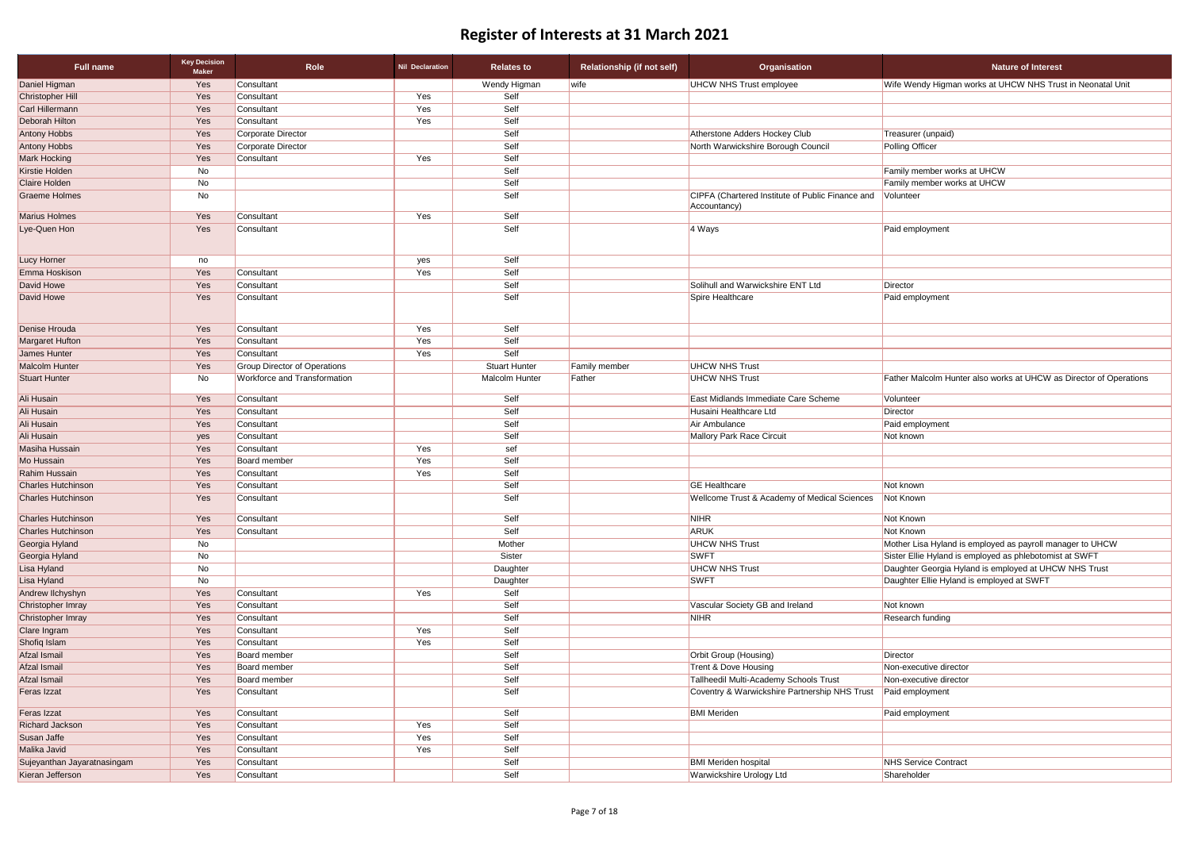# Register of Interests at 31 March 2021

| Full name | Key Decision Maker | Role | Nil Declaration | Relates to | Relationship (if not self) | Organisation | Nature of Interest |
|---|---|---|---|---|---|---|---|
| Daniel Higman | Yes | Consultant | | Wendy Higman | wife | UHCW NHS Trust employee | Wife Wendy Higman works at UHCW NHS Trust in Neonatal Unit |
| Christopher Hill | Yes | Consultant | Yes | Self | | | |
| Carl Hillermann | Yes | Consultant | Yes | Self | | | |
| Deborah Hilton | Yes | Consultant | Yes | Self | | | |
| Antony Hobbs | Yes | Corporate Director | | Self | | Atherstone Adders Hockey Club | Treasurer (unpaid) |
| Antony Hobbs | Yes | Corporate Director | | Self | | North Warwickshire Borough Council | Polling Officer |
| Mark Hocking | Yes | Consultant | Yes | Self | | | |
| Kirstie Holden | No | | | Self | | | Family member works at UHCW |
| Claire Holden | No | | | Self | | | Family member works at UHCW |
| Graeme Holmes | No | | | Self | | CIPFA (Chartered Institute of Public Finance and Accountancy) | Volunteer |
| Marius Holmes | Yes | Consultant | Yes | Self | | | |
| Lye-Quen Hon | Yes | Consultant | | Self | | 4 Ways | Paid employment |
| Lucy Horner | no | | yes | Self | | | |
| Emma Hoskison | Yes | Consultant | Yes | Self | | | |
| David Howe | Yes | Consultant | | Self | | Solihull and Warwickshire ENT Ltd | Director |
| David Howe | Yes | Consultant | | Self | | Spire Healthcare | Paid employment |
| Denise Hrouda | Yes | Consultant | Yes | Self | | | |
| Margaret Hufton | Yes | Consultant | Yes | Self | | | |
| James Hunter | Yes | Consultant | Yes | Self | | | |
| Malcolm Hunter | Yes | Group Director of Operations | | Stuart Hunter | Family member | UHCW NHS Trust | |
| Stuart Hunter | No | Workforce and Transformation | | Malcolm Hunter | Father | UHCW NHS Trust | Father Malcolm Hunter also works at UHCW as Director of Operations |
| Ali Husain | Yes | Consultant | | Self | | East Midlands Immediate Care Scheme | Volunteer |
| Ali Husain | Yes | Consultant | | Self | | Husaini Healthcare Ltd | Director |
| Ali Husain | Yes | Consultant | | Self | | Air Ambulance | Paid employment |
| Ali Husain | yes | Consultant | | Self | | Mallory Park Race Circuit | Not known |
| Masiha Hussain | Yes | Consultant | Yes | sef | | | |
| Mo Hussain | Yes | Board member | Yes | Self | | | |
| Rahim Hussain | Yes | Consultant | Yes | Self | | | |
| Charles Hutchinson | Yes | Consultant | | Self | | GE Healthcare | Not known |
| Charles Hutchinson | Yes | Consultant | | Self | | Wellcome Trust & Academy of Medical Sciences | Not Known |
| Charles Hutchinson | Yes | Consultant | | Self | | NIHR | Not Known |
| Charles Hutchinson | Yes | Consultant | | Self | | ARUK | Not Known |
| Georgia Hyland | No | | | Mother | | UHCW NHS Trust | Mother Lisa Hyland is employed as payroll manager to UHCW |
| Georgia Hyland | No | | | Sister | | SWFT | Sister Ellie Hyland is employed as phlebotomist at SWFT |
| Lisa Hyland | No | | | Daughter | | UHCW NHS Trust | Daughter Georgia Hyland is employed at UHCW NHS Trust |
| Lisa Hyland | No | | | Daughter | | SWFT | Daughter Ellie Hyland is employed at SWFT |
| Andrew Ilchyshyn | Yes | Consultant | Yes | Self | | | |
| Christopher Imray | Yes | Consultant | | Self | | Vascular Society GB and Ireland | Not known |
| Christopher Imray | Yes | Consultant | | Self | | NIHR | Research funding |
| Clare Ingram | Yes | Consultant | Yes | Self | | | |
| Shofiq Islam | Yes | Consultant | Yes | Self | | | |
| Afzal Ismail | Yes | Board member | | Self | | Orbit Group (Housing) | Director |
| Afzal Ismail | Yes | Board member | | Self | | Trent & Dove Housing | Non-executive director |
| Afzal Ismail | Yes | Board member | | Self | | Tallheedil Multi-Academy Schools Trust | Non-executive director |
| Feras Izzat | Yes | Consultant | | Self | | Coventry & Warwickshire Partnership NHS Trust | Paid employment |
| Feras Izzat | Yes | Consultant | | Self | | BMI Meriden | Paid employment |
| Richard Jackson | Yes | Consultant | Yes | Self | | | |
| Susan Jaffe | Yes | Consultant | Yes | Self | | | |
| Malika Javid | Yes | Consultant | Yes | Self | | | |
| Sujeyanthan Jayaratnasingam | Yes | Consultant | | Self | | BMI Meriden hospital | NHS Service Contract |
| Kieran Jefferson | Yes | Consultant | | Self | | Warwickshire Urology Ltd | Shareholder |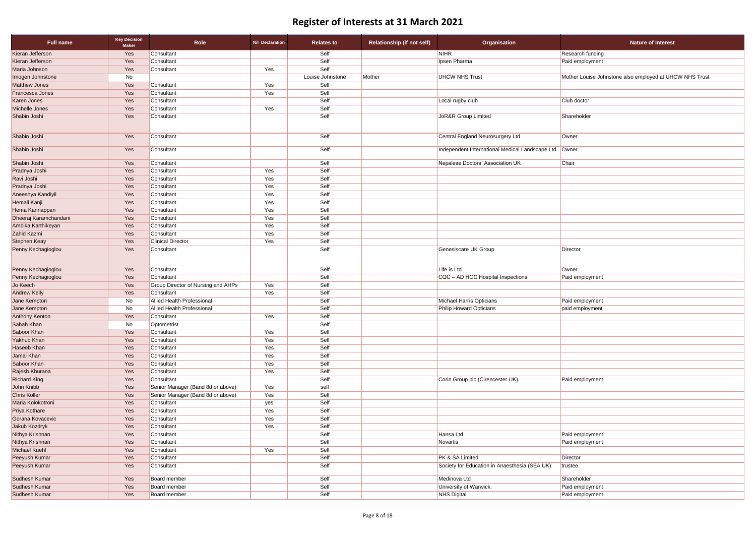# Register of Interests at 31 March 2021

| Full name | Key Decision Maker | Role | Nil Declaration | Relates to | Relationship (if not self) | Organisation | Nature of Interest |
|---|---|---|---|---|---|---|---|
| Kieran Jefferson | Yes | Consultant | | Self | | NIHR | Research funding |
| Kieran Jefferson | Yes | Consultant | | Self | | Ipsen Pharma | Paid employment |
| Maria Johnson | Yes | Consultant | Yes | Self | | | |
| Imogen Johnstone | No | | | Louise Johnstone | Mother | UHCW NHS Trust | Mother Louise Johnstone also employed at UHCW NHS Trust |
| Matthew Jones | Yes | Consultant | Yes | Self | | | |
| Francesca Jones | Yes | Consultant | Yes | Self | | | |
| Karen Jones | Yes | Consultant | | Self | | Local rugby club | Club doctor |
| Michelle Jones | Yes | Consultant | Yes | Self | | | |
| Shabin Joshi | Yes | Consultant | | Self | | JoR&R Group Limited | Shareholder |
| Shabin Joshi | Yes | Consultant | | Self | | Central England Neurosurgery Ltd | Owner |
| Shabin Joshi | Yes | Consultant | | Self | | Independent International Medical Landscape Ltd | Owner |
| Shabin Joshi | Yes | Consultant | | Self | | Nepalese Doctors' Association UK | Chair |
| Pradnya Joshi | Yes | Consultant | Yes | Self | | | |
| Ravi Joshi | Yes | Consultant | Yes | Self | | | |
| Pradnya Joshi | Yes | Consultant | Yes | Self | | | |
| Aneeshya Kandiyil | Yes | Consultant | Yes | Self | | | |
| Hemali Kanji | Yes | Consultant | Yes | Self | | | |
| Hema Kannappan | Yes | Consultant | Yes | Self | | | |
| Dheeraj Karamchandani | Yes | Consultant | Yes | Self | | | |
| Ambika Karthikeyan | Yes | Consultant | Yes | Self | | | |
| Zahid Kazmi | Yes | Consultant | Yes | Self | | | |
| Stephen Keay | Yes | Clinical Director | Yes | Self | | | |
| Penny Kechagioglou | Yes | Consultant | | Self | | Genesiscare UK Group | Director |
| Penny Kechagioglou | Yes | Consultant | | Self | | Life is Ltd | Owner |
| Penny Kechagioglou | Yes | Consultant | | Self | | CQC – AD HOC Hospital Inspections | Paid employment |
| Jo Keech | Yes | Group Director of Nursing and AHPs | Yes | Self | | | |
| Andrew Kelly | Yes | Consultant | Yes | Self | | | |
| Jane Kempton | No | Allied Health Professional | | Self | | Michael Harris Opticians | Paid employment |
| Jane Kempton | No | Allied Health Professional | | Self | | Philip Howard Opticians | paid employment |
| Anthony Kenton | Yes | Consultant | Yes | Self | | | |
| Sabah Khan | No | Optometrist | | Self | | | |
| Saboor Khan | Yes | Consultant | Yes | Self | | | |
| Yakhub Khan | Yes | Consultant | Yes | Self | | | |
| Haseeb Khan | Yes | Consultant | Yes | Self | | | |
| Jamal Khan | Yes | Consultant | Yes | Self | | | |
| Saboor Khan | Yes | Consultant | Yes | Self | | | |
| Rajesh Khurana | Yes | Consultant | Yes | Self | | | |
| Richard King | Yes | Consultant | | Self | | Corin Group plc (Cirencester UK). | Paid employment |
| John Knibb | Yes | Senior Manager (Band 8d or above) | Yes | self | | | |
| Chris Koller | Yes | Senior Manager (Band 8d or above) | Yes | Self | | | |
| Maria Kolokotroni | Yes | Consultant | yes | Self | | | |
| Priya Kothare | Yes | Consultant | Yes | Self | | | |
| Gorana Kovacevic | Yes | Consultant | Yes | Self | | | |
| Jakub Kozdryk | Yes | Consultant | Yes | Self | | | |
| Nithya Krishnan | Yes | Consultant | | Self | | Hansa Ltd | Paid employment |
| Nithya Krishnan | Yes | Consultant | | Self | | Novartis | Paid employment |
| Michael Kuehl | Yes | Consultant | Yes | Self | | | |
| Peeyush Kumar | Yes | Consultant | | Self | | PK & SA Limited | Director |
| Peeyush Kumar | Yes | Consultant | | Self | | Society for Education in Anaesthesia (SEA UK) | trustee |
| Sudhesh Kumar | Yes | Board member | | Self | | Medinova Ltd | Shareholder |
| Sudhesh Kumar | Yes | Board member | | Self | | University of Warwick. | Paid employment |
| Sudhesh Kumar | Yes | Board member | | Self | | NHS Digital | Paid employment |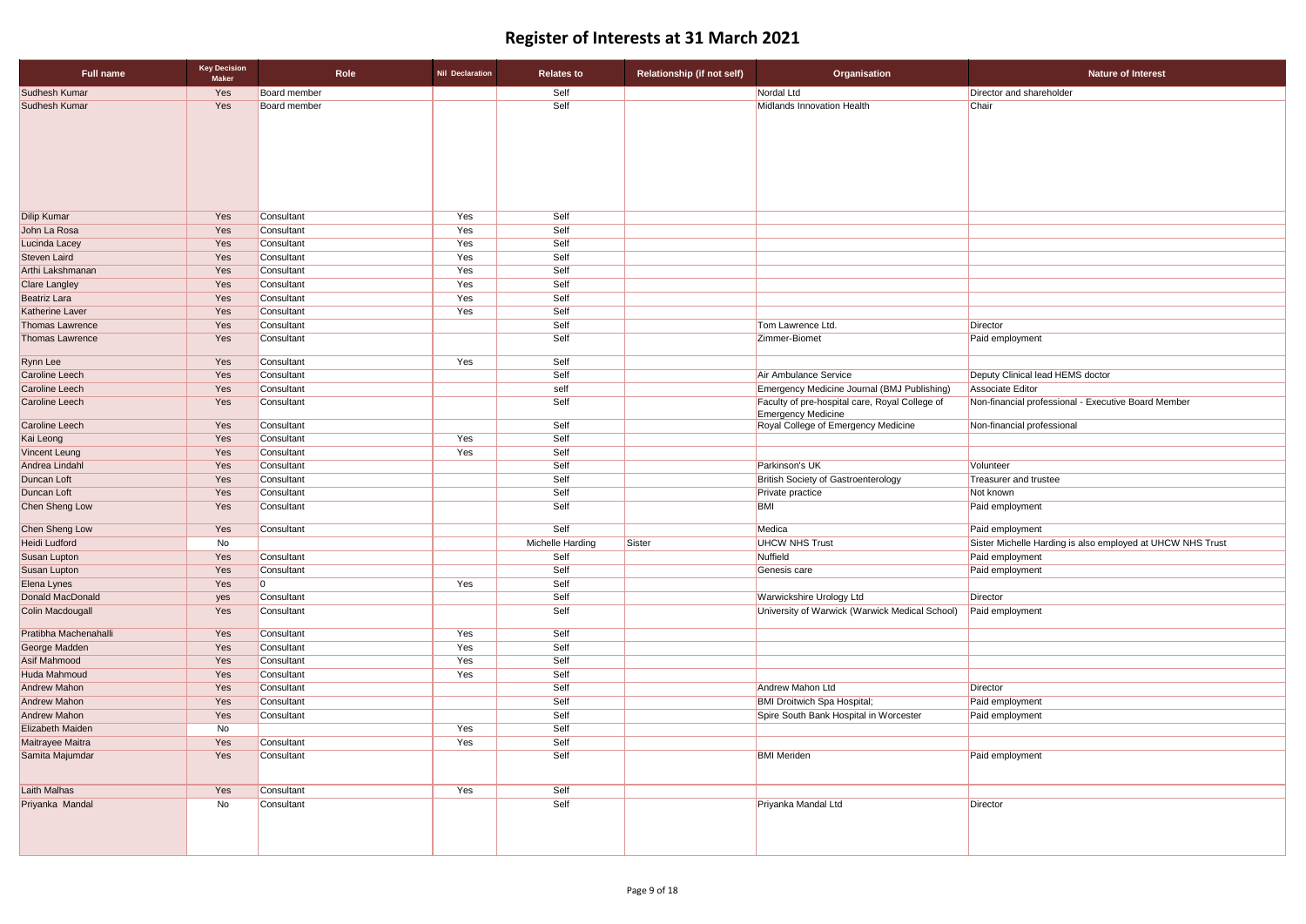# Register of Interests at 31 March 2021

| Full name | Key Decision Maker | Role | Nil Declaration | Relates to | Relationship (if not self) | Organisation | Nature of Interest |
|---|---|---|---|---|---|---|---|
| Sudhesh Kumar | Yes | Board member | | Self | | Nordal Ltd | Director and shareholder |
| Sudhesh Kumar | Yes | Board member | | Self | | Midlands Innovation Health | Chair |
| Dilip Kumar | Yes | Consultant | Yes | Self | | | |
| John La Rosa | Yes | Consultant | Yes | Self | | | |
| Lucinda Lacey | Yes | Consultant | Yes | Self | | | |
| Steven Laird | Yes | Consultant | Yes | Self | | | |
| Arthi Lakshmanan | Yes | Consultant | Yes | Self | | | |
| Clare Langley | Yes | Consultant | Yes | Self | | | |
| Beatriz Lara | Yes | Consultant | Yes | Self | | | |
| Katherine Laver | Yes | Consultant | Yes | Self | | | |
| Thomas Lawrence | Yes | Consultant | | Self | | Tom Lawrence Ltd. | Director |
| Thomas Lawrence | Yes | Consultant | | Self | | Zimmer-Biomet | Paid employment |
| Rynn Lee | Yes | Consultant | Yes | Self | | | |
| Caroline Leech | Yes | Consultant | | Self | | Air Ambulance Service | Deputy Clinical lead HEMS doctor |
| Caroline Leech | Yes | Consultant | | self | | Emergency Medicine Journal (BMJ Publishing) | Associate Editor |
| Caroline Leech | Yes | Consultant | | Self | | Faculty of pre-hospital care, Royal College of Emergency Medicine | Non-financial professional - Executive Board Member |
| Caroline Leech | Yes | Consultant | | Self | | Royal College of Emergency Medicine | Non-financial professional |
| Kai Leong | Yes | Consultant | Yes | Self | | | |
| Vincent Leung | Yes | Consultant | Yes | Self | | | |
| Andrea Lindahl | Yes | Consultant | | Self | | Parkinson's UK | Volunteer |
| Duncan Loft | Yes | Consultant | | Self | | British Society of Gastroenterology | Treasurer and trustee |
| Duncan Loft | Yes | Consultant | | Self | | Private practice | Not known |
| Chen Sheng Low | Yes | Consultant | | Self | | BMI | Paid employment |
| Chen Sheng Low | Yes | Consultant | | Self | | Medica | Paid employment |
| Heidi Ludford | No | | | Michelle Harding | Sister | UHCW NHS Trust | Sister Michelle Harding is also employed at UHCW NHS Trust |
| Susan Lupton | Yes | Consultant | | Self | | Nuffield | Paid employment |
| Susan Lupton | Yes | Consultant | | Self | | Genesis care | Paid employment |
| Elena Lynes | Yes | 0 | Yes | Self | | | |
| Donald MacDonald | yes | Consultant | | Self | | Warwickshire Urology Ltd | Director |
| Colin Macdougall | Yes | Consultant | | Self | | University of Warwick (Warwick Medical School) | Paid employment |
| Pratibha Machenahalli | Yes | Consultant | Yes | Self | | | |
| George Madden | Yes | Consultant | Yes | Self | | | |
| Asif Mahmood | Yes | Consultant | Yes | Self | | | |
| Huda Mahmoud | Yes | Consultant | Yes | Self | | | |
| Andrew Mahon | Yes | Consultant | | Self | | Andrew Mahon Ltd | Director |
| Andrew Mahon | Yes | Consultant | | Self | | BMI Droitwich Spa Hospital; | Paid employment |
| Andrew Mahon | Yes | Consultant | | Self | | Spire South Bank Hospital in Worcester | Paid employment |
| Elizabeth Maiden | No | | Yes | Self | | | |
| Maitrayee Maitra | Yes | Consultant | Yes | Self | | | |
| Samita Majumdar | Yes | Consultant | | Self | | BMI Meriden | Paid employment |
| Laith Malhas | Yes | Consultant | Yes | Self | | | |
| Priyanka Mandal | No | Consultant | | Self | | Priyanka Mandal Ltd | Director |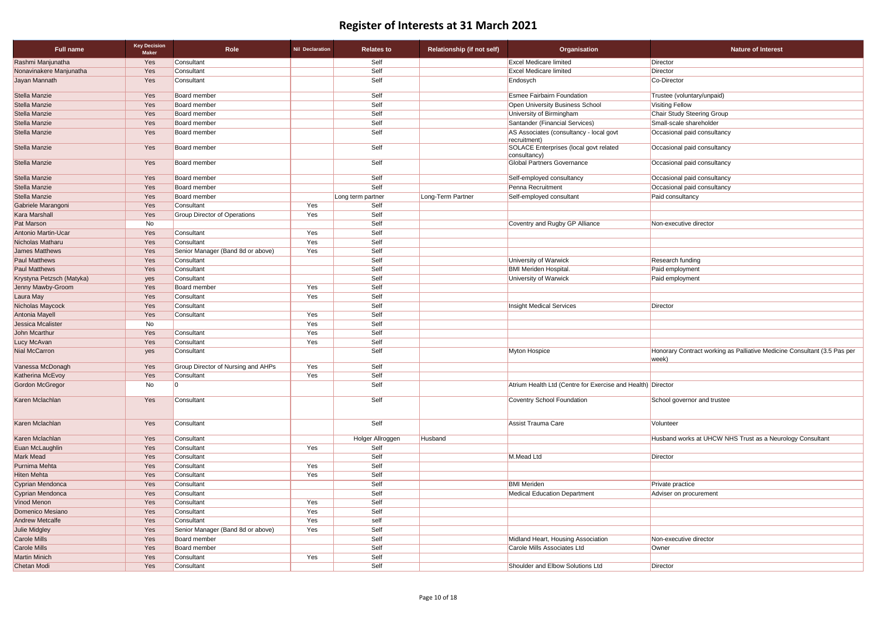# Register of Interests at 31 March 2021

| Full name | Key Decision Maker | Role | Nil Declaration | Relates to | Relationship (if not self) | Organisation | Nature of Interest |
|---|---|---|---|---|---|---|---|
| Rashmi Manjunatha | Yes | Consultant | | Self | | Excel Medicare limited | Director |
| Nonavinakere Manjunatha | Yes | Consultant | | Self | | Excel Medicare limited | Director |
| Jayan Mannath | Yes | Consultant | | Self | | Endosych | Co-Director |
| Stella Manzie | Yes | Board member | | Self | | Esmee Fairbairn Foundation | Trustee (voluntary/unpaid) |
| Stella Manzie | Yes | Board member | | Self | | Open University Business School | Visiting Fellow |
| Stella Manzie | Yes | Board member | | Self | | University of Birmingham | Chair Study Steering Group |
| Stella Manzie | Yes | Board member | | Self | | Santander (Financial Services) | Small-scale shareholder |
| Stella Manzie | Yes | Board member | | Self | | AS Associates (consultancy - local govt recruitment) | Occasional paid consultancy |
| Stella Manzie | Yes | Board member | | Self | | SOLACE Enterprises (local govt related consultancy) | Occasional paid consultancy |
| Stella Manzie | Yes | Board member | | Self | | Global Partners Governance | Occasional paid consultancy |
| Stella Manzie | Yes | Board member | | Self | | Self-employed consultancy | Occasional paid consultancy |
| Stella Manzie | Yes | Board member | | Self | | Penna Recruitment | Occasional paid consultancy |
| Stella Manzie | Yes | Board member | | Long term partner | Long-Term Partner | Self-employed consultant | Paid consultancy |
| Gabriele Marangoni | Yes | Consultant | Yes | Self | | | |
| Kara Marshall | Yes | Group Director of Operations | Yes | Self | | | |
| Pat Marson | No | | | Self | | Coventry and Rugby GP Alliance | Non-executive director |
| Antonio Martin-Ucar | Yes | Consultant | Yes | Self | | | |
| Nicholas Matharu | Yes | Consultant | Yes | Self | | | |
| James Matthews | Yes | Senior Manager (Band 8d or above) | Yes | Self | | | |
| Paul Matthews | Yes | Consultant | | Self | | University of Warwick | Research funding |
| Paul Matthews | Yes | Consultant | | Self | | BMI Meriden Hospital. | Paid employment |
| Krystyna Petzsch (Matyka) | yes | Consultant | | Self | | University of Warwick | Paid employment |
| Jenny Mawby-Groom | Yes | Board member | Yes | Self | | | |
| Laura May | Yes | Consultant | Yes | Self | | | |
| Nicholas Maycock | Yes | Consultant | | Self | | Insight Medical Services | Director |
| Antonia Mayell | Yes | Consultant | Yes | Self | | | |
| Jessica Mcalister | No | | Yes | Self | | | |
| John Mcarthur | Yes | Consultant | Yes | Self | | | |
| Lucy McAvan | Yes | Consultant | Yes | Self | | | |
| Nial McCarron | yes | Consultant | | Self | | Myton Hospice | Honorary Contract working as Palliative Medicine Consultant (3.5 Pas per week) |
| Vanessa McDonagh | Yes | Group Director of Nursing and AHPs | Yes | Self | | | |
| Katherina McEvoy | Yes | Consultant | Yes | Self | | | |
| Gordon McGregor | No | 0 | | Self | | Atrium Health Ltd (Centre for Exercise and Health) | Director |
| Karen Mclachlan | Yes | Consultant | | Self | | Coventry School Foundation | School governor and trustee |
| Karen Mclachlan | Yes | Consultant | | Self | | Assist Trauma Care | Volunteer |
| Karen Mclachlan | Yes | Consultant | | Holger Allroggen | Husband | | Husband works at UHCW NHS Trust as a Neurology Consultant |
| Euan McLaughlin | Yes | Consultant | Yes | Self | | | |
| Mark Mead | Yes | Consultant | | Self | | M.Mead Ltd | Director |
| Purnima Mehta | Yes | Consultant | Yes | Self | | | |
| Hiten Mehta | Yes | Consultant | Yes | Self | | | |
| Cyprian Mendonca | Yes | Consultant | | Self | | BMI Meriden | Private practice |
| Cyprian Mendonca | Yes | Consultant | | Self | | Medical Education Department | Adviser on procurement |
| Vinod Menon | Yes | Consultant | Yes | Self | | | |
| Domenico Mesiano | Yes | Consultant | Yes | Self | | | |
| Andrew Metcalfe | Yes | Consultant | Yes | self | | | |
| Julie Midgley | Yes | Senior Manager (Band 8d or above) | Yes | Self | | | |
| Carole Mills | Yes | Board member | | Self | | Midland Heart, Housing Association | Non-executive director |
| Carole Mills | Yes | Board member | | Self | | Carole Mills Associates Ltd | Owner |
| Martin Minich | Yes | Consultant | Yes | Self | | | |
| Chetan Modi | Yes | Consultant | | Self | | Shoulder and Elbow Solutions Ltd | Director |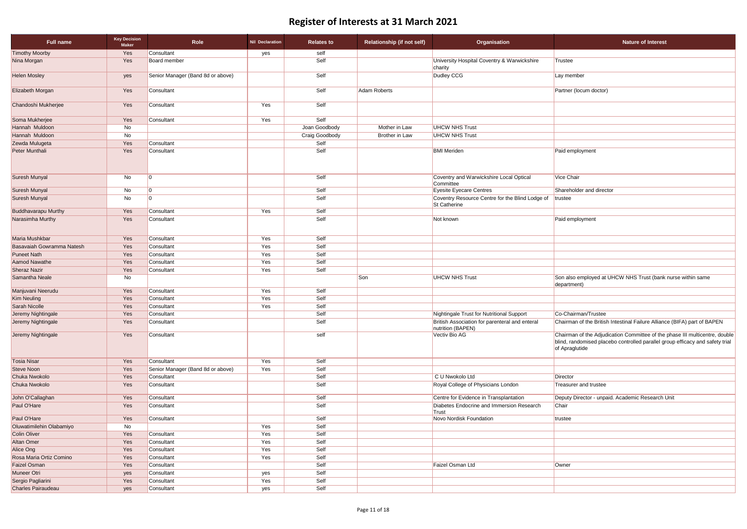# Register of Interests at 31 March 2021

| Full name | Key Decision Maker | Role | Nil Declaration | Relates to | Relationship (if not self) | Organisation | Nature of Interest |
|---|---|---|---|---|---|---|---|
| Timothy Moorby | Yes | Consultant | yes | self | | | |
| Nina Morgan | Yes | Board member | | Self | | University Hospital Coventry & Warwickshire charity | Trustee |
| Helen Mosley | yes | Senior Manager (Band 8d or above) | | Self | | Dudley CCG | Lay member |
| Elizabeth Morgan | Yes | Consultant | | Self | Adam Roberts | | Partner (locum doctor) |
| Chandoshi Mukherjee | Yes | Consultant | Yes | Self | | | |
| Soma Mukherjee | Yes | Consultant | Yes | Self | | | |
| Hannah Muldoon | No | | | Joan Goodbody | Mother in Law | UHCW NHS Trust | |
| Hannah Muldoon | No | | | Craig Goodbody | Brother in Law | UHCW NHS Trust | |
| Zewda Mulugeta | Yes | Consultant | | Self | | | |
| Peter Munthali | Yes | Consultant | | Self | | BMI Meriden | Paid employment |
| Suresh Munyal | No | 0 | | Self | | Coventry and Warwickshire Local Optical Committee | Vice Chair |
| Suresh Munyal | No | 0 | | Self | | Eyesite Eyecare Centres | Shareholder and director |
| Suresh Munyal | No | 0 | | Self | | Coventry Resource Centre for the Blind Lodge of St Catherine | trustee |
| Buddhavarapu Murthy | Yes | Consultant | Yes | Self | | | |
| Narasimha Murthy | Yes | Consultant | | Self | | Not known | Paid employment |
| Maria Mushkbar | Yes | Consultant | Yes | Self | | | |
| Basavaiah Gowramma Natesh | Yes | Consultant | Yes | Self | | | |
| Puneet Nath | Yes | Consultant | Yes | Self | | | |
| Aamod Nawathe | Yes | Consultant | Yes | Self | | | |
| Sheraz Nazir | Yes | Consultant | Yes | Self | | | |
| Samantha Neale | No | | | | Son | UHCW NHS Trust | Son also employed at UHCW NHS Trust (bank nurse within same department) |
| Manjuvani Neerudu | Yes | Consultant | Yes | Self | | | |
| Kim Neuling | Yes | Consultant | Yes | Self | | | |
| Sarah Nicolle | Yes | Consultant | Yes | Self | | | |
| Jeremy Nightingale | Yes | Consultant | | Self | | Nightingale Trust for Nutritional Support | Co-Chairman/Trustee |
| Jeremy Nightingale | Yes | Consultant | | Self | | British Association for parenteral and enteral nutrition (BAPEN) | Chairman of the British Intestinal Failure Alliance (BIFA) part of BAPEN |
| Jeremy Nightingale | Yes | Consultant | | self | | Vectiv Bio AG | Chairman of the Adjudication Committee of the phase III multicentre, double blind, randomised placebo controlled parallel group efficacy and safety trial of Apraglutide |
| Tosia Nisar | Yes | Consultant | Yes | Self | | | |
| Steve Noon | Yes | Senior Manager (Band 8d or above) | Yes | Self | | | |
| Chuka Nwokolo | Yes | Consultant | | Self | | C U Nwokolo Ltd | Director |
| Chuka Nwokolo | Yes | Consultant | | Self | | Royal College of Physicians London | Treasurer and trustee |
| John O'Callaghan | Yes | Consultant | | Self | | Centre for Evidence in Transplantation | Deputy Director - unpaid. Academic Research Unit |
| Paul O'Hare | Yes | Consultant | | Self | | Diabetes Endocrine and Immersion Research Trust | Chair |
| Paul O'Hare | Yes | Consultant | | Self | | Novo Nordisk Foundation | trustee |
| Oluwatimilehin Olabamiyo | No | | Yes | Self | | | |
| Colin Oliver | Yes | Consultant | Yes | Self | | | |
| Altan Omer | Yes | Consultant | Yes | Self | | | |
| Alice Ong | Yes | Consultant | Yes | Self | | | |
| Rosa Maria Ortiz Comino | Yes | Consultant | Yes | Self | | | |
| Faizel Osman | Yes | Consultant | | Self | | Faizel Osman Ltd | Owner |
| Muneer Otri | yes | Consultant | yes | Self | | | |
| Sergio Pagliarini | Yes | Consultant | Yes | Self | | | |
| Charles Pairaudeau | yes | Consultant | yes | Self | | | |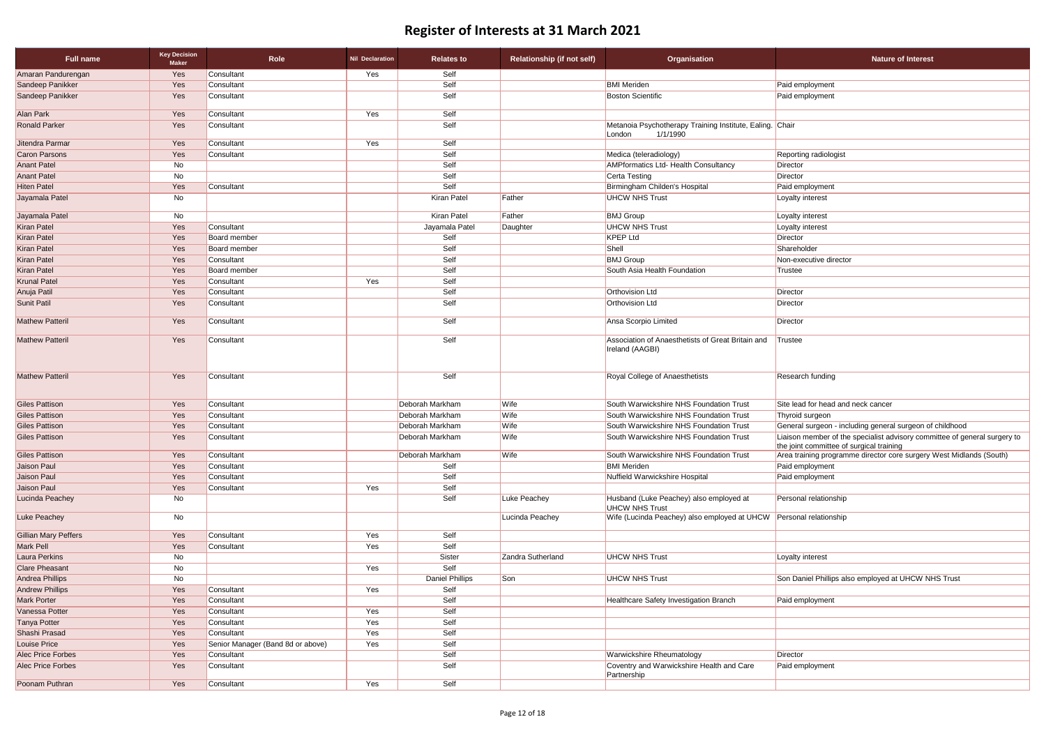# Register of Interests at 31 March 2021

| Full name | Key Decision Maker | Role | Nil Declaration | Relates to | Relationship (if not self) | Organisation | Nature of Interest |
|---|---|---|---|---|---|---|---|
| Amaran Pandurengan | Yes | Consultant | Yes | Self | | | |
| Sandeep Panikker | Yes | Consultant | | Self | | BMI Meriden | Paid employment |
| Sandeep Panikker | Yes | Consultant | | Self | | Boston Scientific | Paid employment |
| Alan Park | Yes | Consultant | Yes | Self | | | |
| Ronald Parker | Yes | Consultant | | Self | | Metanoia Psychotherapy Training Institute, Ealing. London 1/1/1990 | Chair |
| Jitendra Parmar | Yes | Consultant | Yes | Self | | | |
| Caron Parsons | Yes | Consultant | | Self | | Medica (teleradiology) | Reporting radiologist |
| Anant Patel | No | | | Self | | AMPformatics Ltd- Health Consultancy | Director |
| Anant Patel | No | | | Self | | Certa Testing | Director |
| Hiten Patel | Yes | Consultant | | Self | | Birmingham Childen's Hospital | Paid employment |
| Jayamala Patel | No | | | Kiran Patel | Father | UHCW NHS Trust | Loyalty interest |
| Jayamala Patel | No | | | Kiran Patel | Father | BMJ Group | Loyalty interest |
| Kiran Patel | Yes | Consultant | | Jayamala Patel | Daughter | UHCW NHS Trust | Loyalty interest |
| Kiran Patel | Yes | Board member | | Self | | KPEP Ltd | Director |
| Kiran Patel | Yes | Board member | | Self | | Shell | Shareholder |
| Kiran Patel | Yes | Consultant | | Self | | BMJ Group | Non-executive director |
| Kiran Patel | Yes | Board member | | Self | | South Asia Health Foundation | Trustee |
| Krunal Patel | Yes | Consultant | Yes | Self | | | |
| Anuja Patil | Yes | Consultant | | Self | | Orthovision Ltd | Director |
| Sunit Patil | Yes | Consultant | | Self | | Orthovision Ltd | Director |
| Mathew Patteril | Yes | Consultant | | Self | | Ansa Scorpio Limited | Director |
| Mathew Patteril | Yes | Consultant | | Self | | Association of Anaesthetists of Great Britain and Ireland (AAGBI) | Trustee |
| Mathew Patteril | Yes | Consultant | | Self | | Royal College of Anaesthetists | Research funding |
| Giles Pattison | Yes | Consultant | | Deborah Markham | Wife | South Warwickshire NHS Foundation Trust | Site lead for head and neck cancer |
| Giles Pattison | Yes | Consultant | | Deborah Markham | Wife | South Warwickshire NHS Foundation Trust | Thyroid surgeon |
| Giles Pattison | Yes | Consultant | | Deborah Markham | Wife | South Warwickshire NHS Foundation Trust | General surgeon - including general surgeon of childhood |
| Giles Pattison | Yes | Consultant | | Deborah Markham | Wife | South Warwickshire NHS Foundation Trust | Liaison member of the specialist advisory committee of general surgery to the joint committee of surgical training |
| Giles Pattison | Yes | Consultant | | Deborah Markham | Wife | South Warwickshire NHS Foundation Trust | Area training programme director core surgery West Midlands (South) |
| Jaison Paul | Yes | Consultant | | Self | | BMI Meriden | Paid employment |
| Jaison Paul | Yes | Consultant | | Self | | Nuffield Warwickshire Hospital | Paid employment |
| Jaison Paul | Yes | Consultant | Yes | Self | | | |
| Lucinda Peachey | No | | | Self | Luke Peachey | Husband (Luke Peachey) also employed at UHCW NHS Trust | Personal relationship |
| Luke Peachey | No | | | | Lucinda Peachey | Wife (Lucinda Peachey) also employed at UHCW | Personal relationship |
| Gillian Mary Peffers | Yes | Consultant | Yes | Self | | | |
| Mark Pell | Yes | Consultant | Yes | Self | | | |
| Laura Perkins | No | | | Sister | Zandra Sutherland | UHCW NHS Trust | Loyalty interest |
| Clare Pheasant | No | | Yes | Self | | | |
| Andrea Phillips | No | | | Daniel Phillips | Son | UHCW NHS Trust | Son Daniel Phillips also employed at UHCW NHS Trust |
| Andrew Phillips | Yes | Consultant | Yes | Self | | | |
| Mark Porter | Yes | Consultant | | Self | | Healthcare Safety Investigation Branch | Paid employment |
| Vanessa Potter | Yes | Consultant | Yes | Self | | | |
| Tanya Potter | Yes | Consultant | Yes | Self | | | |
| Shashi Prasad | Yes | Consultant | Yes | Self | | | |
| Louise Price | Yes | Senior Manager (Band 8d or above) | Yes | Self | | | |
| Alec Price Forbes | Yes | Consultant | | Self | | Warwickshire Rheumatology | Director |
| Alec Price Forbes | Yes | Consultant | | Self | | Coventry and Warwickshire Health and Care Partnership | Paid employment |
| Poonam Puthran | Yes | Consultant | Yes | Self | | | |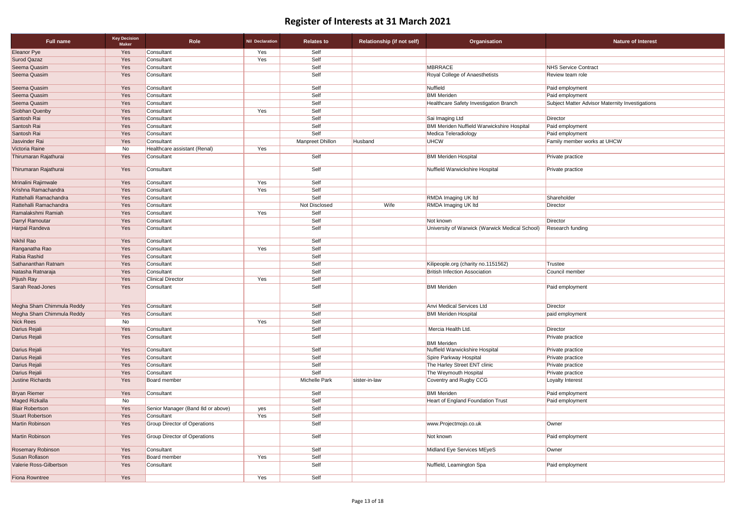# Register of Interests at 31 March 2021

| Full name | Key Decision Maker | Role | Nil Declaration | Relates to | Relationship (if not self) | Organisation | Nature of Interest |
|---|---|---|---|---|---|---|---|
| Eleanor Pye | Yes | Consultant | Yes | Self | | | |
| Surod Qazaz | Yes | Consultant | Yes | Self | | | |
| Seema Quasim | Yes | Consultant | | Self | | MBRRACE | NHS Service Contract |
| Seema Quasim | Yes | Consultant | | Self | | Royal College of Anaesthetists | Review team role |
| Seema Quasim | Yes | Consultant | | Self | | Nuffield | Paid employment |
| Seema Quasim | Yes | Consultant | | Self | | BMI Meriden | Paid employment |
| Seema Quasim | Yes | Consultant | | Self | | Healthcare Safety Investigation Branch | Subject Matter Advisor Maternity Investigations |
| Siobhan Quenby | Yes | Consultant | Yes | Self | | | |
| Santosh Rai | Yes | Consultant | | Self | | Sai Imaging Ltd | Director |
| Santosh Rai | Yes | Consultant | | Self | | BMI Meriden Nuffield Warwickshire Hospital | Paid employment |
| Santosh Rai | Yes | Consultant | | Self | | Medica Teleradiology | Paid employment |
| Jasvinder Rai | Yes | Consultant | | Manpreet Dhillon | Husband | UHCW | Family member works at UHCW |
| Victoria Raine | No | Healthcare assistant (Renal) | Yes | | | | |
| Thirumaran Rajathurai | Yes | Consultant | | Self | | BMI Meriden Hospital | Private practice |
| Thirumaran Rajathurai | Yes | Consultant | | Self | | Nuffield Warwickshire Hospital | Private practice |
| Mrinalini Rajimwale | Yes | Consultant | Yes | Self | | | |
| Krishna Ramachandra | Yes | Consultant | Yes | Self | | | |
| Rattehalli Ramachandra | Yes | Consultant | | Self | | RMDA Imaging UK ltd | Shareholder |
| Rattehalli Ramachandra | Yes | Consultant | | Not Disclosed | Wife | RMDA Imaging UK ltd | Director |
| Ramalakshmi Ramiah | Yes | Consultant | Yes | Self | | | |
| Darryl Ramoutar | Yes | Consultant | | Self | | Not known | Director |
| Harpal Randeva | Yes | Consultant | | Self | | University of Warwick (Warwick Medical School) | Research funding |
| Nikhil Rao | Yes | Consultant | | Self | | | |
| Ranganatha Rao | Yes | Consultant | Yes | Self | | | |
| Rabia Rashid | Yes | Consultant | | Self | | | |
| Sathananthan Ratnam | Yes | Consultant | | Self | | Kilipeople.org (charity no.1151562) | Trustee |
| Natasha Ratnaraja | Yes | Consultant | | Self | | British Infection Association | Council member |
| Pijush Ray | Yes | Clinical Director | Yes | Self | | | |
| Sarah Read-Jones | Yes | Consultant | | Self | | BMI Meriden | Paid employment |
| Megha Sham Chimmula Reddy | Yes | Consultant | | Self | | Anvi Medical Services Ltd | Director |
| Megha Sham Chimmula Reddy | Yes | Consultant | | Self | | BMI Meriden Hospital | paid employment |
| Nick Rees | No | | Yes | Self | | | |
| Darius Rejali | Yes | Consultant | | Self | | Mercia Health Ltd. | Director |
| Darius Rejali | Yes | Consultant | | Self | | BMI Meriden | Private practice |
| Darius Rejali | Yes | Consultant | | Self | | Nuffield Warwickshire Hospital | Private practice |
| Darius Rejali | Yes | Consultant | | Self | | Spire Parkway Hospital | Private practice |
| Darius Rejali | Yes | Consultant | | Self | | The Harley Street ENT clinic | Private practice |
| Darius Rejali | Yes | Consultant | | Self | | The Weymouth Hospital | Private practice |
| Justine Richards | Yes | Board member | | Michelle Park | sister-in-law | Coventry and Rugby CCG | Loyalty Interest |
| Bryan Riemer | Yes | Consultant | | Self | | BMI Meriden | Paid employment |
| Maged Rizkalla | No | | | Self | | Heart of England Foundation Trust | Paid employment |
| Blair Robertson | Yes | Senior Manager (Band 8d or above) | yes | Self | | | |
| Stuart Robertson | Yes | Consultant | Yes | Self | | | |
| Martin Robinson | Yes | Group Director of Operations | | Self | | www.Projectmojo.co.uk | Owner |
| Martin Robinson | Yes | Group Director of Operations | | Self | | Not known | Paid employment |
| Rosemary Robinson | Yes | Consultant | | Self | | Midland Eye Services MEyeS | Owner |
| Susan Rollason | Yes | Board member | Yes | Self | | | |
| Valerie Ross-Gilbertson | Yes | Consultant | | Self | | Nuffield, Leamington Spa | Paid employment |
| Fiona Rowntree | Yes | | Yes | Self | | | |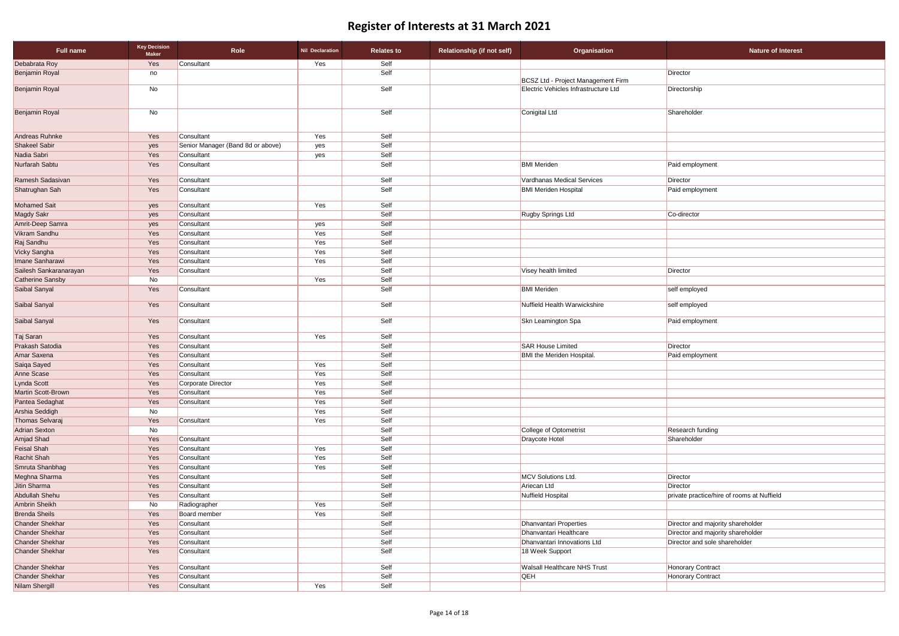# Register of Interests at 31 March 2021

| Full name | Key Decision Maker | Role | Nil Declaration | Relates to | Relationship (if not self) | Organisation | Nature of Interest |
|---|---|---|---|---|---|---|---|
| Debabrata Roy | Yes | Consultant | Yes | Self | | | |
| Benjamin Royal | no | | | Self | | BCSZ Ltd - Project Management Firm | Director |
| Benjamin Royal | No | | | Self | | Electric Vehicles Infrastructure Ltd | Directorship |
| Benjamin Royal | No | | | Self | | Conigital Ltd | Shareholder |
| Andreas Ruhnke | Yes | Consultant | Yes | Self | | | |
| Shakeel Sabir | yes | Senior Manager (Band 8d or above) | yes | Self | | | |
| Nadia Sabri | Yes | Consultant | yes | Self | | | |
| Nurfarah Sabtu | Yes | Consultant | | Self | | BMI Meriden | Paid employment |
| Ramesh Sadasivan | Yes | Consultant | | Self | | Vardhanas Medical Services | Director |
| Shatrughan Sah | Yes | Consultant | | Self | | BMI Meriden Hospital | Paid employment |
| Mohamed Sait | yes | Consultant | Yes | Self | | | |
| Magdy Sakr | yes | Consultant | | Self | | Rugby Springs Ltd | Co-director |
| Amrit-Deep Samra | yes | Consultant | yes | Self | | | |
| Vikram Sandhu | Yes | Consultant | Yes | Self | | | |
| Raj Sandhu | Yes | Consultant | Yes | Self | | | |
| Vicky Sangha | Yes | Consultant | Yes | Self | | | |
| Imane Sanharawi | Yes | Consultant | Yes | Self | | | |
| Sailesh Sankaranarayan | Yes | Consultant | | Self | | Visey health limited | Director |
| Catherine Sansby | No | | Yes | Self | | | |
| Saibal Sanyal | Yes | Consultant | | Self | | BMI Meriden | self employed |
| Saibal Sanyal | Yes | Consultant | | Self | | Nuffield Health Warwickshire | self employed |
| Saibal Sanyal | Yes | Consultant | | Self | | Skn Leamington Spa | Paid employment |
| Taj Saran | Yes | Consultant | Yes | Self | | | |
| Prakash Satodia | Yes | Consultant | | Self | | SAR House Limited | Director |
| Amar Saxena | Yes | Consultant | | Self | | BMI the Meriden Hospital. | Paid employment |
| Saiqa Sayed | Yes | Consultant | Yes | Self | | | |
| Anne Scase | Yes | Consultant | Yes | Self | | | |
| Lynda Scott | Yes | Corporate Director | Yes | Self | | | |
| Martin Scott-Brown | Yes | Consultant | Yes | Self | | | |
| Pantea Sedaghat | Yes | Consultant | Yes | Self | | | |
| Arshia Seddigh | No | | Yes | Self | | | |
| Thomas Selvaraj | Yes | Consultant | Yes | Self | | | |
| Adrian Sexton | No | | | Self | | College of Optometrist | Research funding |
| Amjad Shad | Yes | Consultant | | Self | | Draycote Hotel | Shareholder |
| Feisal Shah | Yes | Consultant | Yes | Self | | | |
| Rachit Shah | Yes | Consultant | Yes | Self | | | |
| Smruta Shanbhag | Yes | Consultant | Yes | Self | | | |
| Meghna Sharma | Yes | Consultant | | Self | | MCV Solutions Ltd. | Director |
| Jitin Sharma | Yes | Consultant | | Self | | Ariecan Ltd | Director |
| Abdullah Shehu | Yes | Consultant | | Self | | Nuffield Hospital | private practice/hire of rooms at Nuffield |
| Ambrin Sheikh | No | Radiographer | Yes | Self | | | |
| Brenda Sheils | Yes | Board member | Yes | Self | | | |
| Chander Shekhar | Yes | Consultant | | Self | | Dhanvantari Properties | Director and majority shareholder |
| Chander Shekhar | Yes | Consultant | | Self | | Dhanvantari Healthcare | Director and majority shareholder |
| Chander Shekhar | Yes | Consultant | | Self | | Dhanvantari Innovations Ltd | Director and sole shareholder |
| Chander Shekhar | Yes | Consultant | | Self | | 18 Week Support | |
| Chander Shekhar | Yes | Consultant | | Self | | Walsall Healthcare NHS Trust | Honorary Contract |
| Chander Shekhar | Yes | Consultant | | Self | | QEH | Honorary Contract |
| Nilam Shergill | Yes | Consultant | Yes | Self | | | |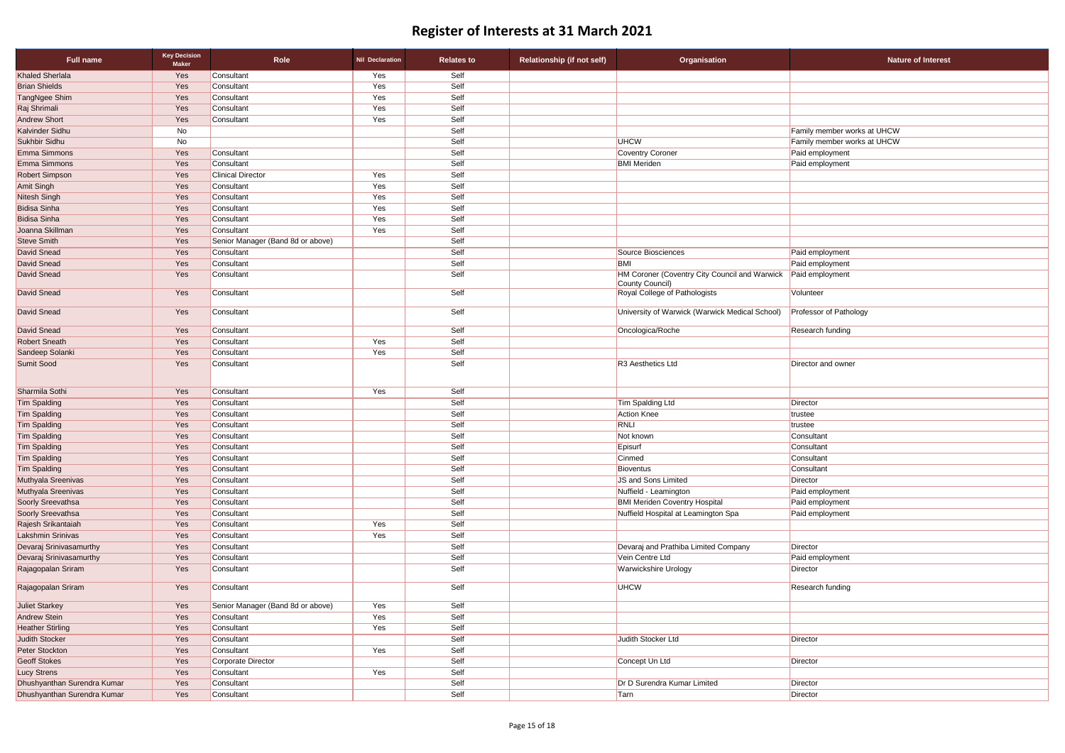# Register of Interests at 31 March 2021

| Full name | Key Decision Maker | Role | Nil Declaration | Relates to | Relationship (if not self) | Organisation | Nature of Interest |
|---|---|---|---|---|---|---|---|
| Khaled Sherlala | Yes | Consultant | Yes | Self | | | |
| Brian Shields | Yes | Consultant | Yes | Self | | | |
| TangNgee Shim | Yes | Consultant | Yes | Self | | | |
| Raj Shrimali | Yes | Consultant | Yes | Self | | | |
| Andrew Short | Yes | Consultant | Yes | Self | | | |
| Kalvinder Sidhu | No | | | Self | | | Family member works at UHCW |
| Sukhbir Sidhu | No | | | Self | | UHCW | Family member works at UHCW |
| Emma Simmons | Yes | Consultant | | Self | | Coventry Coroner | Paid employment |
| Emma Simmons | Yes | Consultant | | Self | | BMI Meriden | Paid employment |
| Robert Simpson | Yes | Clinical Director | Yes | Self | | | |
| Amit Singh | Yes | Consultant | Yes | Self | | | |
| Nitesh Singh | Yes | Consultant | Yes | Self | | | |
| Bidisa Sinha | Yes | Consultant | Yes | Self | | | |
| Bidisa Sinha | Yes | Consultant | Yes | Self | | | |
| Joanna Skillman | Yes | Consultant | Yes | Self | | | |
| Steve Smith | Yes | Senior Manager (Band 8d or above) | | Self | | | |
| David Snead | Yes | Consultant | | Self | | Source Biosciences | Paid employment |
| David Snead | Yes | Consultant | | Self | | BMI | Paid employment |
| David Snead | Yes | Consultant | | Self | | HM Coroner (Coventry City Council and Warwick County Council) | Paid employment |
| David Snead | Yes | Consultant | | Self | | Royal College of Pathologists | Volunteer |
| David Snead | Yes | Consultant | | Self | | University of Warwick (Warwick Medical School) | Professor of Pathology |
| David Snead | Yes | Consultant | | Self | | Oncologica/Roche | Research funding |
| Robert Sneath | Yes | Consultant | Yes | Self | | | |
| Sandeep Solanki | Yes | Consultant | Yes | Self | | | |
| Sumit Sood | Yes | Consultant | | Self | | R3 Aesthetics Ltd | Director and owner |
| Sharmila Sothi | Yes | Consultant | Yes | Self | | | |
| Tim Spalding | Yes | Consultant | | Self | | Tim Spalding Ltd | Director |
| Tim Spalding | Yes | Consultant | | Self | | Action Knee | trustee |
| Tim Spalding | Yes | Consultant | | Self | | RNLI | trustee |
| Tim Spalding | Yes | Consultant | | Self | | Not known | Consultant |
| Tim Spalding | Yes | Consultant | | Self | | Episurf | Consultant |
| Tim Spalding | Yes | Consultant | | Self | | Cinmed | Consultant |
| Tim Spalding | Yes | Consultant | | Self | | Bioventus | Consultant |
| Muthyala Sreenivas | Yes | Consultant | | Self | | JS and Sons Limited | Director |
| Muthyala Sreenivas | Yes | Consultant | | Self | | Nuffield - Leamington | Paid employment |
| Soorly Sreevathsa | Yes | Consultant | | Self | | BMI Meriden Coventry Hospital | Paid employment |
| Soorly Sreevathsa | Yes | Consultant | | Self | | Nuffield Hospital at Leamington Spa | Paid employment |
| Rajesh Srikantaiah | Yes | Consultant | Yes | Self | | | |
| Lakshmin Srinivas | Yes | Consultant | Yes | Self | | | |
| Devaraj Srinivasamurthy | Yes | Consultant | | Self | | Devaraj and Prathiba Limited Company | Director |
| Devaraj Srinivasamurthy | Yes | Consultant | | Self | | Vein Centre Ltd | Paid employment |
| Rajagopalan Sriram | Yes | Consultant | | Self | | Warwickshire Urology | Director |
| Rajagopalan Sriram | Yes | Consultant | | Self | | UHCW | Research funding |
| Juliet Starkey | Yes | Senior Manager (Band 8d or above) | Yes | Self | | | |
| Andrew Stein | Yes | Consultant | Yes | Self | | | |
| Heather Stirling | Yes | Consultant | Yes | Self | | | |
| Judith Stocker | Yes | Consultant | | Self | | Judith Stocker Ltd | Director |
| Peter Stockton | Yes | Consultant | Yes | Self | | | |
| Geoff Stokes | Yes | Corporate Director | | Self | | Concept Un Ltd | Director |
| Lucy Strens | Yes | Consultant | Yes | Self | | | |
| Dhushyanthan Surendra Kumar | Yes | Consultant | | Self | | Dr D Surendra Kumar Limited | Director |
| Dhushyanthan Surendra Kumar | Yes | Consultant | | Self | | Tarn | Director |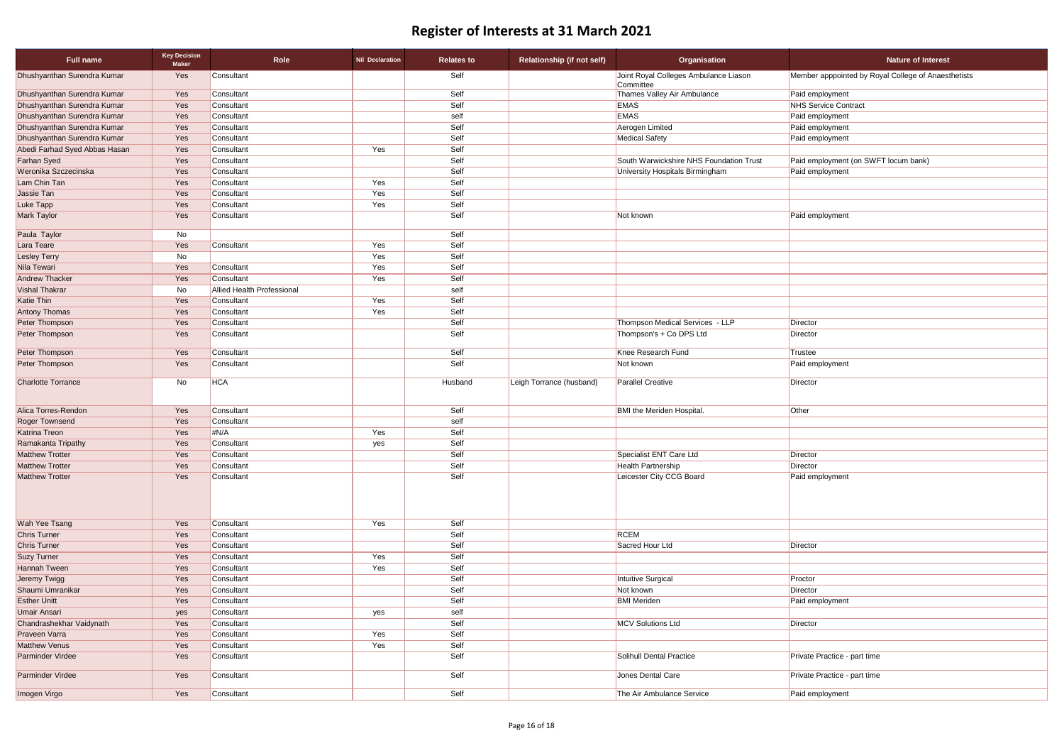# Register of Interests at 31 March 2021

| Full name | Key Decision Maker | Role | Nil Declaration | Relates to | Relationship (if not self) | Organisation | Nature of Interest |
|---|---|---|---|---|---|---|---|
| Dhushyanthan Surendra Kumar | Yes | Consultant | | Self | | Joint Royal Colleges Ambulance Liason Committee | Member apppointed by Royal College of Anaesthetists |
| Dhushyanthan Surendra Kumar | Yes | Consultant | | Self | | Thames Valley Air Ambulance | Paid employment |
| Dhushyanthan Surendra Kumar | Yes | Consultant | | Self | | EMAS | NHS Service Contract |
| Dhushyanthan Surendra Kumar | Yes | Consultant | | self | | EMAS | Paid employment |
| Dhushyanthan Surendra Kumar | Yes | Consultant | | Self | | Aerogen Limited | Paid employment |
| Dhushyanthan Surendra Kumar | Yes | Consultant | | Self | | Medical Safety | Paid employment |
| Abedi Farhad Syed Abbas Hasan | Yes | Consultant | Yes | Self | | | |
| Farhan Syed | Yes | Consultant | | Self | | South Warwickshire NHS Foundation Trust | Paid employment (on SWFT locum bank) |
| Weronika Szczecinska | Yes | Consultant | | Self | | University Hospitals Birmingham | Paid employment |
| Lam Chin Tan | Yes | Consultant | Yes | Self | | | |
| Jassie Tan | Yes | Consultant | Yes | Self | | | |
| Luke Tapp | Yes | Consultant | Yes | Self | | | |
| Mark Taylor | Yes | Consultant | | Self | | Not known | Paid employment |
| Paula Taylor | No | | | Self | | | |
| Lara Teare | Yes | Consultant | Yes | Self | | | |
| Lesley Terry | No | | Yes | Self | | | |
| Nila Tewari | Yes | Consultant | Yes | Self | | | |
| Andrew Thacker | Yes | Consultant | Yes | Self | | | |
| Vishal Thakrar | No | Allied Health Professional | | self | | | |
| Katie Thin | Yes | Consultant | Yes | Self | | | |
| Antony Thomas | Yes | Consultant | Yes | Self | | | |
| Peter Thompson | Yes | Consultant | | Self | | Thompson Medical Services - LLP | Director |
| Peter Thompson | Yes | Consultant | | Self | | Thompson's + Co DPS Ltd | Director |
| Peter Thompson | Yes | Consultant | | Self | | Knee Research Fund | Trustee |
| Peter Thompson | Yes | Consultant | | Self | | Not known | Paid employment |
| Charlotte Torrance | No | HCA | | Husband | Leigh Torrance (husband) | Parallel Creative | Director |
| Alica Torres-Rendon | Yes | Consultant | | Self | | BMI the Meriden Hospital. | Other |
| Roger Townsend | Yes | Consultant | | self | | | |
| Katrina Treon | Yes | #N/A | Yes | Self | | | |
| Ramakanta Tripathy | Yes | Consultant | yes | Self | | | |
| Matthew Trotter | Yes | Consultant | | Self | | Specialist ENT Care Ltd | Director |
| Matthew Trotter | Yes | Consultant | | Self | | Health Partnership | Director |
| Matthew Trotter | Yes | Consultant | | Self | | Leicester City CCG Board | Paid employment |
| Wah Yee Tsang | Yes | Consultant | Yes | Self | | | |
| Chris Turner | Yes | Consultant | | Self | | RCEM | |
| Chris Turner | Yes | Consultant | | Self | | Sacred Hour Ltd | Director |
| Suzy Turner | Yes | Consultant | Yes | Self | | | |
| Hannah Tween | Yes | Consultant | Yes | Self | | | |
| Jeremy Twigg | Yes | Consultant | | Self | | Intuitive Surgical | Proctor |
| Shaumi Umranikar | Yes | Consultant | | Self | | Not known | Director |
| Esther Unitt | Yes | Consultant | | Self | | BMI Meriden | Paid employment |
| Umair Ansari | yes | Consultant | yes | self | | | |
| Chandrashekhar Vaidynath | Yes | Consultant | | Self | | MCV Solutions Ltd | Director |
| Praveen Varra | Yes | Consultant | Yes | Self | | | |
| Matthew Venus | Yes | Consultant | Yes | Self | | | |
| Parminder Virdee | Yes | Consultant | | Self | | Solihull Dental Practice | Private Practice - part time |
| Parminder Virdee | Yes | Consultant | | Self | | Jones Dental Care | Private Practice - part time |
| Imogen Virgo | Yes | Consultant | | Self | | The Air Ambulance Service | Paid employment |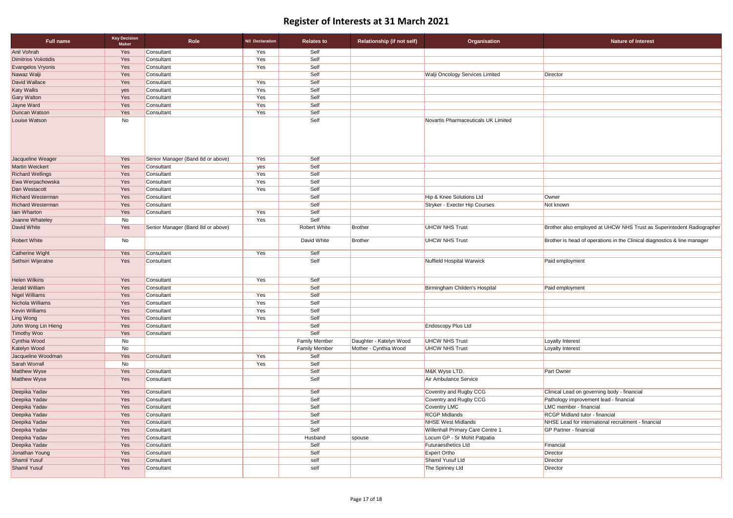# Register of Interests at 31 March 2021

| Full name | Key Decision Maker | Role | Nil Declaration | Relates to | Relationship (if not self) | Organisation | Nature of Interest |
|---|---|---|---|---|---|---|---|
| Anil Vohrah | Yes | Consultant | Yes | Self | | | |
| Dimitrios Voliotidis | Yes | Consultant | Yes | Self | | | |
| Evangelos Vryonis | Yes | Consultant | Yes | Self | | | |
| Nawaz Walji | Yes | Consultant | | Self | | Walji Oncology Services Limited | Director |
| David Wallace | Yes | Consultant | Yes | Self | | | |
| Katy Wallis | yes | Consultant | Yes | Self | | | |
| Gary Walton | Yes | Consultant | Yes | Self | | | |
| Jayne Ward | Yes | Consultant | Yes | Self | | | |
| Duncan Watson | Yes | Consultant | Yes | Self | | | |
| Louise Watson | No | | | Self | | Novartis Pharmaceuticals UK Limited | |
| Jacqueline Weager | Yes | Senior Manager (Band 8d or above) | Yes | Self | | | |
| Martin Weickert | Yes | Consultant | yes | Self | | | |
| Richard Wellings | Yes | Consultant | Yes | Self | | | |
| Ewa Werpachowska | Yes | Consultant | Yes | Self | | | |
| Dan Westacott | Yes | Consultant | Yes | Self | | | |
| Richard Westerman | Yes | Consultant | | Self | | Hip & Knee Solutions Ltd | Owner |
| Richard Westerman | Yes | Consultant | | Self | | Stryker - Execter Hip Courses | Not known |
| Iain Wharton | Yes | Consultant | Yes | Self | | | |
| Joanne Whateley | No | | Yes | Self | | | |
| David White | Yes | Senior Manager (Band 8d or above) | | Robert White | Brother | UHCW NHS Trust | Brother also employed at UHCW NHS Trust as Superintedent Radiographer |
| Robert White | No | | | David White | Brother | UHCW NHS Trust | Brother is head of operations in the Clinical diagnostics & line manager |
| Catherine Wight | Yes | Consultant | Yes | Self | | | |
| Sethsiri Wijeratne | Yes | Consultant | | Self | | Nuffield Hospital Warwick | Paid employment |
| Helen Wilkins | Yes | Consultant | Yes | Self | | | |
| Jerald William | Yes | Consultant | | Self | | Birmingham Childen's Hospital | Paid employment |
| Nigel Williams | Yes | Consultant | Yes | Self | | | |
| Nichola Williams | Yes | Consultant | Yes | Self | | | |
| Kevin Williams | Yes | Consultant | Yes | Self | | | |
| Ling Wong | Yes | Consultant | Yes | Self | | | |
| John Wong Lin Hieng | Yes | Consultant | | Self | | Endoscopy Plus Ltd | |
| Timothy Woo | Yes | Consultant | | Self | | | |
| Cynthia Wood | No | | | Family Member | Daughter - Katelyn Wood | UHCW NHS Trust | Loyalty Interest |
| Katelyn Wood | No | | | Family Member | Mother - Cynthia Wood | UHCW NHS Trust | Loyalty Interest |
| Jacqueline Woodman | Yes | Consultant | Yes | Self | | | |
| Sarah Worrall | No | | Yes | Self | | | |
| Matthew Wyse | Yes | Consultant | | Self | | M&K Wyse LTD. | Part Owner |
| Matthew Wyse | Yes | Consultant | | Self | | Air Ambulance Service | |
| Deepika Yadav | Yes | Consultant | | Self | | Coventry and Rugby CCG | Clinical Lead on governing body - financial |
| Deepika Yadav | Yes | Consultant | | Self | | Coventry and Rugby CCG | Pathology improvement lead - financial |
| Deepika Yadav | Yes | Consultant | | Self | | Coventry LMC | LMC member - financial |
| Deepika Yadav | Yes | Consultant | | Self | | RCGP Midlands | RCGP Midland tutor - financial |
| Deepika Yadav | Yes | Consultant | | Self | | NHSE West Midlands | NHSE Lead for international recruitment - financial |
| Deepika Yadav | Yes | Consultant | | Self | | Willenhall Primary Care Centre 1 | GP Partner - financial |
| Deepika Yadav | Yes | Consultant | | Husband | spouse | Locum GP - Sr Mohit Patpatia | |
| Deepika Yadav | Yes | Consultant | | Self | | Futuraesthetics Ltd | Financial |
| Jonathan Young | Yes | Consultant | | Self | | Expert Ortho | Director |
| Shamil Yusuf | Yes | Consultant | | self | | Shamil Yusuf Ltd | Director |
| Shamil Yusuf | Yes | Consultant | | self | | The Spinney Ltd | Director |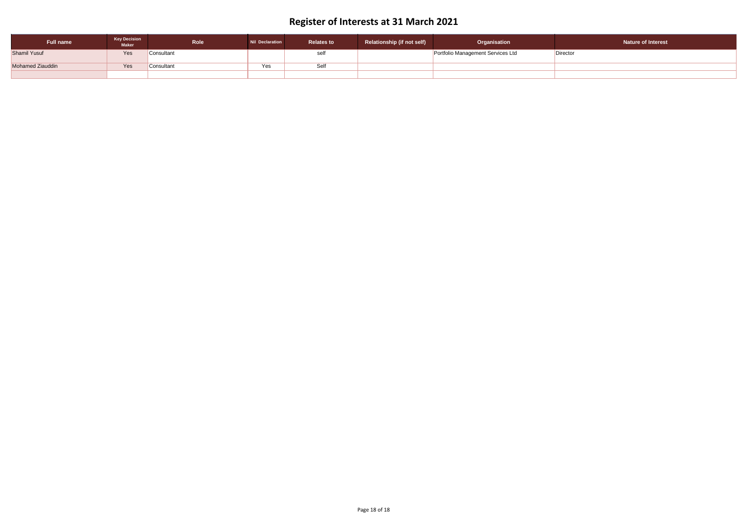# Register of Interests at 31 March 2021

| Full name | Key Decision Maker | Role | Nil Declaration | Relates to | Relationship (if not self) | Organisation | Nature of Interest |
|---|---|---|---|---|---|---|---|
| Shamil Yusuf | Yes | Consultant | | self | | Portfolio Management Services Ltd | Director |
| Mohamed Ziauddin | Yes | Consultant | Yes | Self | | | |
| | | | | | | | |